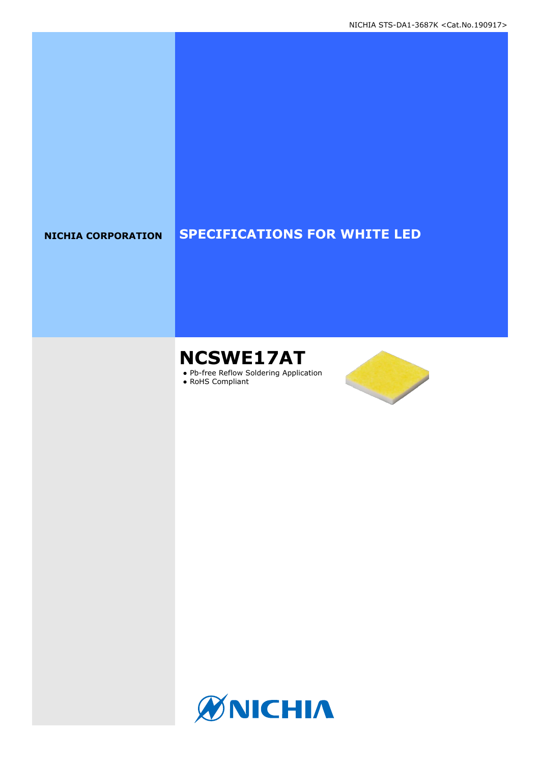NICHIA STS-DA1-3687K <Cat.No.190917>

**NICHIA CORPORATION**

# SPECIFICATIONS FOR WHITE LED

## NCSWE17AT

- Pb-free Reflow Soldering Application
- RoHS Compliant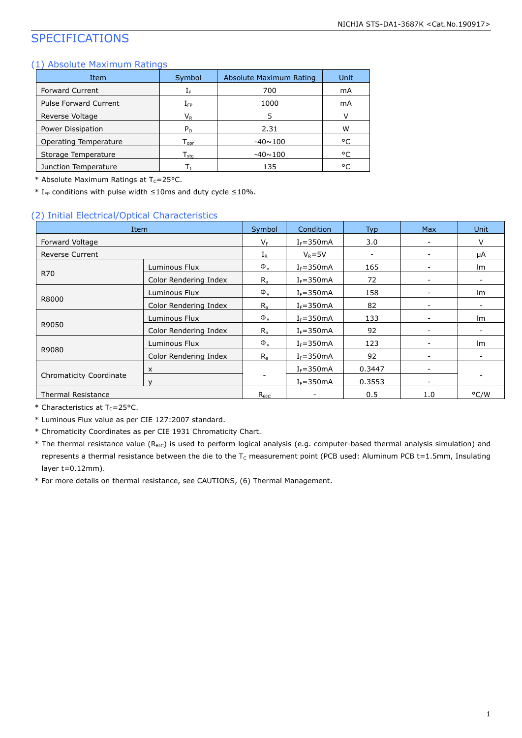# SPECIFICATIONS

## (1) Absolute Maximum Ratings

| Item | Symbol | Absolute Maximum Rating | Unit |
|---|---|---|---|
| Forward Current | $I_F$ | 700 | mA |
| Pulse Forward Current | $I_{FP}$ | 1000 | mA |
| Reverse Voltage | $V_R$ | 5 | V |
| Power Dissipation | $P_D$ | 2.31 | W |
| Operating Temperature | $T_{opr}$ | -40~100 | °C |
| Storage Temperature | $T_{stg}$ | -40~100 | °C |
| Junction Temperature | $T_J$ | 135 | °C |

\* Absolute Maximum Ratings at $T_C$=25°C.

\* $I_{FP}$ conditions with pulse width ≤10ms and duty cycle ≤10%.

## (2) Initial Electrical/Optical Characteristics

| Item | | Symbol | Condition | Typ | Max | Unit |
|---|---|---|---|---|---|---|
| Forward Voltage | | $V_F$ | $I_F$=350mA | 3.0 | - | V |
| Reverse Current | | $I_R$ | $V_R$=5V | - | - | μA |
| R70 | Luminous Flux | $\Phi_v$ | $I_F$=350mA | 165 | - | lm |
| | Color Rendering Index | $R_a$ | $I_F$=350mA | 72 | - | - |
| R8000 | Luminous Flux | $\Phi_v$ | $I_F$=350mA | 158 | - | lm |
| | Color Rendering Index | $R_a$ | $I_F$=350mA | 82 | - | - |
| R9050 | Luminous Flux | $\Phi_v$ | $I_F$=350mA | 133 | - | lm |
| | Color Rendering Index | $R_a$ | $I_F$=350mA | 92 | - | - |
| R9080 | Luminous Flux | $\Phi_v$ | $I_F$=350mA | 123 | - | lm |
| | Color Rendering Index | $R_a$ | $I_F$=350mA | 92 | - | - |
| Chromaticity Coordinate | x | - | $I_F$=350mA | 0.3447 | - | - |
| | y | | $I_F$=350mA | 0.3553 | - | |
| Thermal Resistance | | $R_{\theta JC}$ | - | 0.5 | 1.0 | °C/W |

\* Characteristics at $T_C$=25°C.

\* Luminous Flux value as per CIE 127:2007 standard.

\* Chromaticity Coordinates as per CIE 1931 Chromaticity Chart.

\* The thermal resistance value ($R_{\theta JC}$) is used to perform logical analysis (e.g. computer-based thermal analysis simulation) and represents a thermal resistance between the die to the $T_C$ measurement point (PCB used: Aluminum PCB t=1.5mm, Insulating layer t=0.12mm).

\* For more details on thermal resistance, see CAUTIONS, (6) Thermal Management.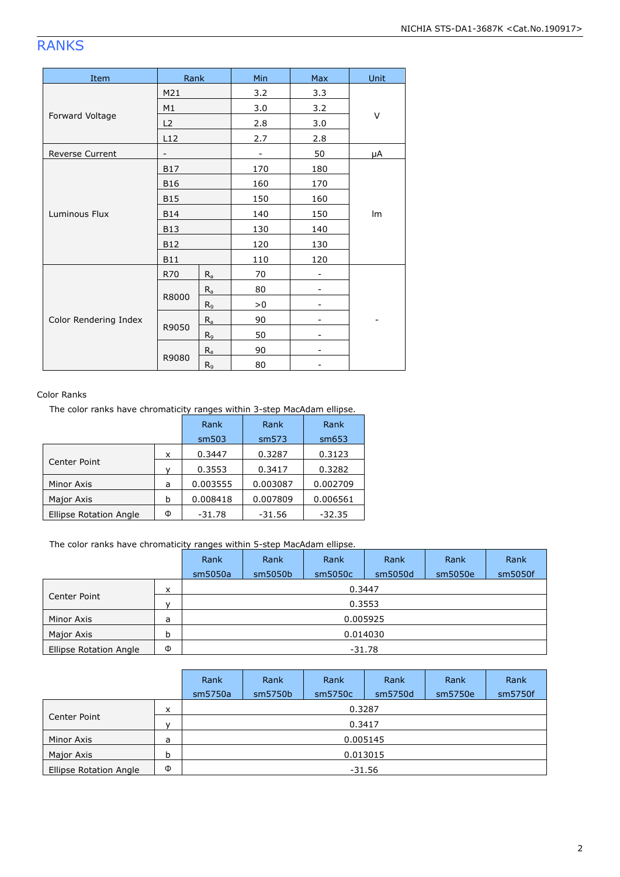# RANKS

| Item | Rank | | Min | Max | Unit |
|---|---|---|---|---|---|
| Forward Voltage | M21 | | 3.2 | 3.3 | V |
| | M1 | | 3.0 | 3.2 | |
| | L2 | | 2.8 | 3.0 | |
| | L12 | | 2.7 | 2.8 | |
| Reverse Current | - | | - | 50 | μA |
| Luminous Flux | B17 | | 170 | 180 | lm |
| | B16 | | 160 | 170 | |
| | B15 | | 150 | 160 | |
| | B14 | | 140 | 150 | |
| | B13 | | 130 | 140 | |
| | B12 | | 120 | 130 | |
| | B11 | | 110 | 120 | |
| Color Rendering Index | R70 | $R_a$ | 70 | - | - |
| | R8000 | $R_a$ | 80 | - | |
| | | $R_9$ | >0 | - | |
| | R9050 | $R_a$ | 90 | - | |
| | | $R_9$ | 50 | - | |
| | R9080 | $R_a$ | 90 | - | |
| | | $R_9$ | 80 | - | |

Color Ranks

The color ranks have chromaticity ranges within 3-step MacAdam ellipse.

| | | Rank sm503 | Rank sm573 | Rank sm653 |
|---|---|---|---|---|
| Center Point | x | 0.3447 | 0.3287 | 0.3123 |
| | y | 0.3553 | 0.3417 | 0.3282 |
| Minor Axis | a | 0.003555 | 0.003087 | 0.002709 |
| Major Axis | b | 0.008418 | 0.007809 | 0.006561 |
| Ellipse Rotation Angle | Φ | -31.78 | -31.56 | -32.35 |

The color ranks have chromaticity ranges within 5-step MacAdam ellipse.

| | | Rank sm5050a | Rank sm5050b | Rank sm5050c | Rank sm5050d | Rank sm5050e | Rank sm5050f |
|---|---|---|---|---|---|---|---|
| Center Point | x | 0.3447 | | | | | |
| | y | 0.3553 | | | | | |
| Minor Axis | a | 0.005925 | | | | | |
| Major Axis | b | 0.014030 | | | | | |
| Ellipse Rotation Angle | Φ | -31.78 | | | | | |

| | | Rank sm5750a | Rank sm5750b | Rank sm5750c | Rank sm5750d | Rank sm5750e | Rank sm5750f |
|---|---|---|---|---|---|---|---|
| Center Point | x | 0.3287 | | | | | |
| | y | 0.3417 | | | | | |
| Minor Axis | a | 0.005145 | | | | | |
| Major Axis | b | 0.013015 | | | | | |
| Ellipse Rotation Angle | Φ | -31.56 | | | | | |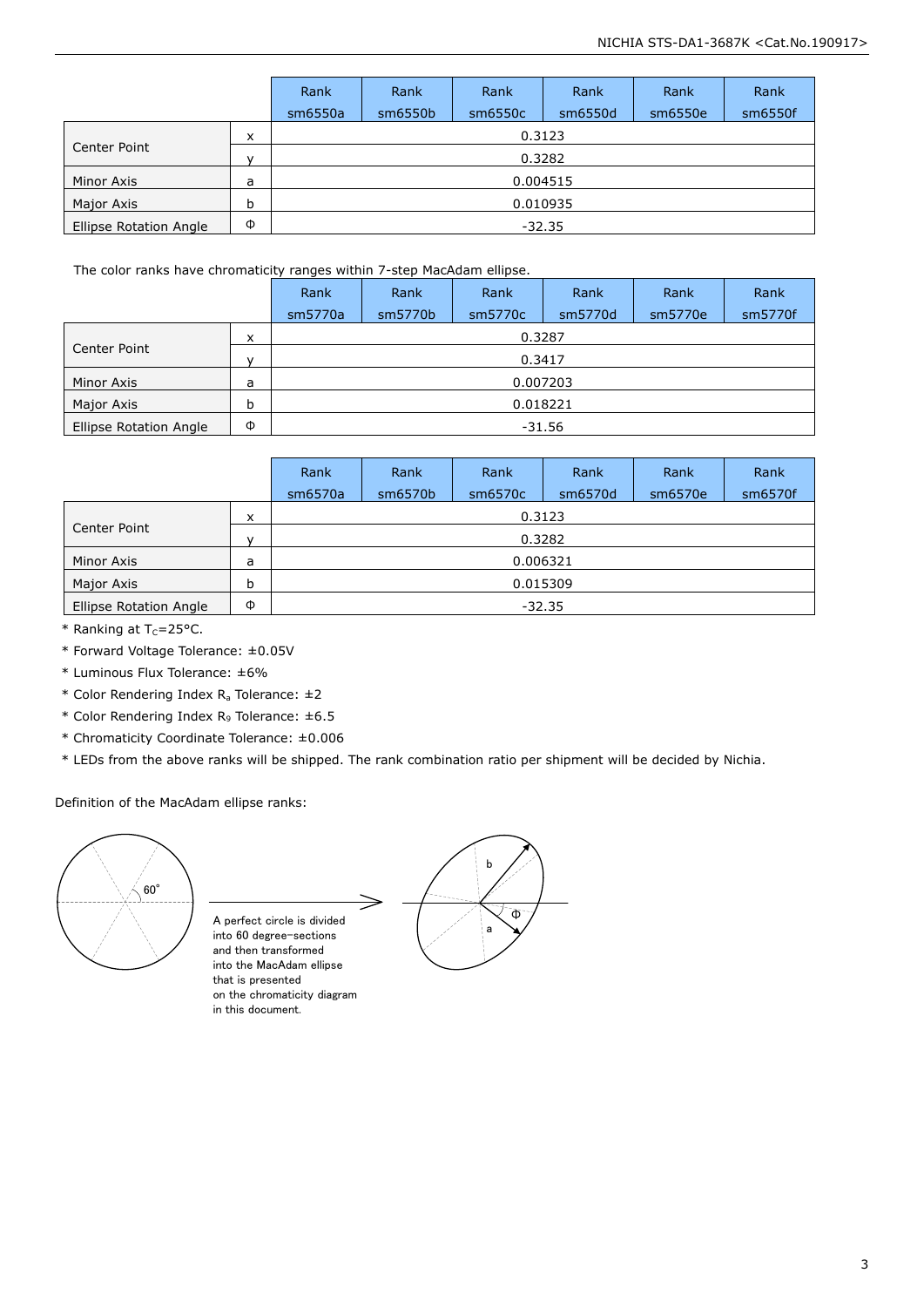| | | Rank sm6550a | Rank sm6550b | Rank sm6550c | Rank sm6550d | Rank sm6550e | Rank sm6550f |
|---|---|---|---|---|---|---|---|
| Center Point | x | 0.3123 | | | | | |
| | y | 0.3282 | | | | | |
| Minor Axis | a | 0.004515 | | | | | |
| Major Axis | b | 0.010935 | | | | | |
| Ellipse Rotation Angle | Φ | -32.35 | | | | | |

The color ranks have chromaticity ranges within 7-step MacAdam ellipse.

| | | Rank sm5770a | Rank sm5770b | Rank sm5770c | Rank sm5770d | Rank sm5770e | Rank sm5770f |
|---|---|---|---|---|---|---|---|
| Center Point | x | 0.3287 | | | | | |
| | y | 0.3417 | | | | | |
| Minor Axis | a | 0.007203 | | | | | |
| Major Axis | b | 0.018221 | | | | | |
| Ellipse Rotation Angle | Φ | -31.56 | | | | | |

| | | Rank sm6570a | Rank sm6570b | Rank sm6570c | Rank sm6570d | Rank sm6570e | Rank sm6570f |
|---|---|---|---|---|---|---|---|
| Center Point | x | 0.3123 | | | | | |
| | y | 0.3282 | | | | | |
| Minor Axis | a | 0.006321 | | | | | |
| Major Axis | b | 0.015309 | | | | | |
| Ellipse Rotation Angle | Φ | -32.35 | | | | | |

* Ranking at $T_C$=25°C.
* Forward Voltage Tolerance: ±0.05V
* Luminous Flux Tolerance: ±6%
* Color Rendering Index $R_a$ Tolerance: ±2
* Color Rendering Index $R_9$ Tolerance: ±6.5
* Chromaticity Coordinate Tolerance: ±0.006
* LEDs from the above ranks will be shipped. The rank combination ratio per shipment will be decided by Nichia.

Definition of the MacAdam ellipse ranks:

60°

A perfect circle is divided into 60 degree-sections and then transformed into the MacAdam ellipse that is presented on the chromaticity diagram in this document.

b

Φ

a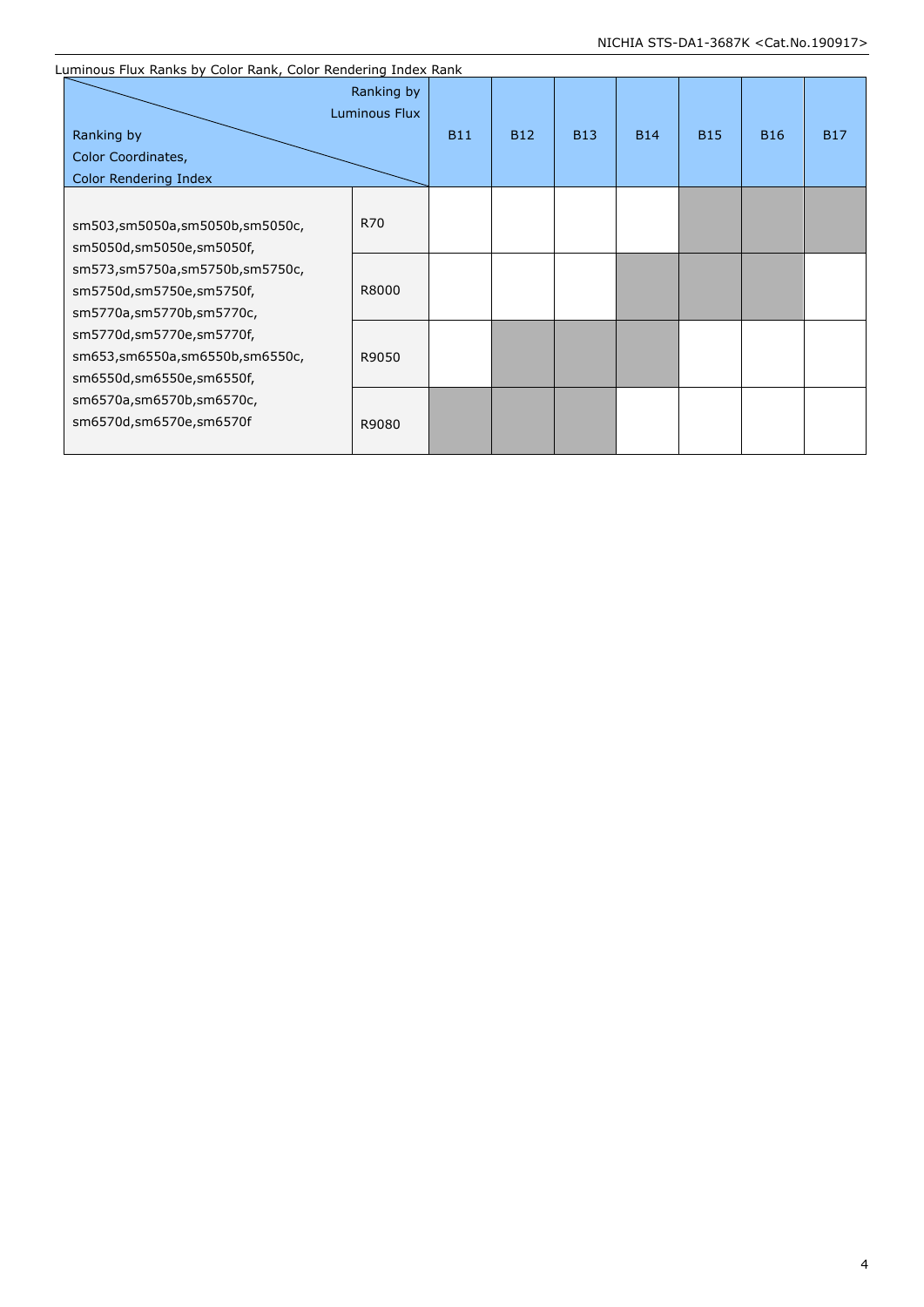Luminous Flux Ranks by Color Rank, Color Rendering Index Rank

| Ranking by Color Coordinates, Color Rendering Index \ Ranking by Luminous Flux | | B11 | B12 | B13 | B14 | B15 | B16 | B17 |
|---|---|---|---|---|---|---|---|---|
| sm503,sm5050a,sm5050b,sm5050c, sm5050d,sm5050e,sm5050f, sm573,sm5750a,sm5750b,sm5750c, sm5750d,sm5750e,sm5750f, sm5770a,sm5770b,sm5770c, sm5770d,sm5770e,sm5770f, sm653,sm6550a,sm6550b,sm6550c, sm6550d,sm6550e,sm6550f, sm6570a,sm6570b,sm6570c, sm6570d,sm6570e,sm6570f | R70 | | | | | ■ | ■ | ■ |
| | R8000 | | | | ■ | ■ | ■ | |
| | R9050 | | ■ | ■ | ■ | | | |
| | R9080 | ■ | ■ | ■ | | | | |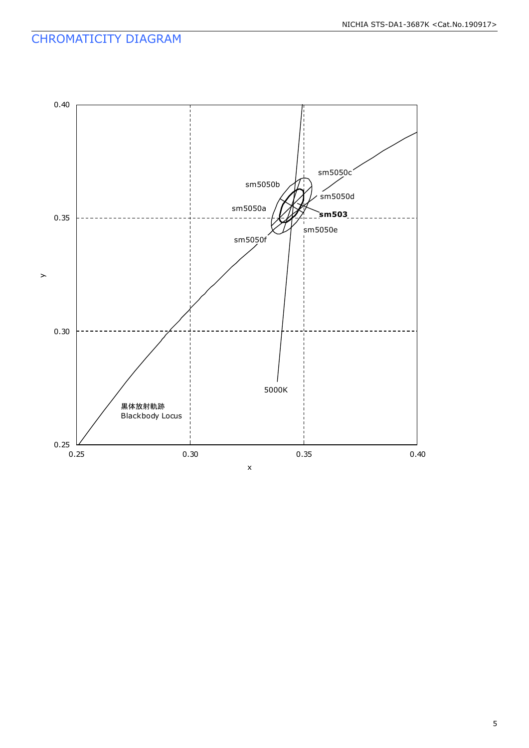## CHROMATICITY DIAGRAM

0.40

0.35

0.30

0.25

y

0.25 0.30 0.35 0.40

x

sm5050c

sm5050b

sm5050d

sm5050a

sm503

sm5050e

sm5050f

5000K

黒体放射軌跡
Blackbody Locus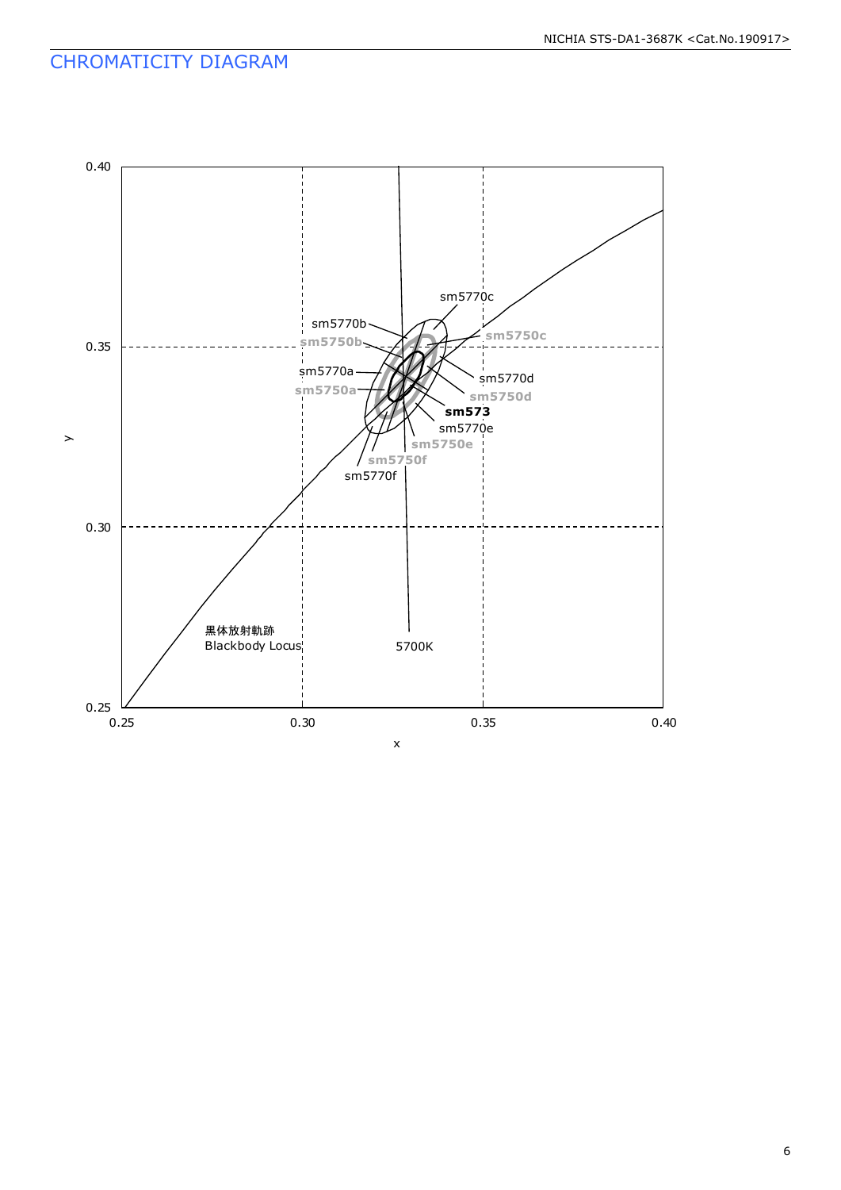## CHROMATICITY DIAGRAM

y

0.40

0.35

0.30

0.25

0.25 0.30 0.35 0.40

x

sm5770c

sm5770b

sm5750b

sm5750c

sm5770a

sm5770d

sm5750a

sm5750d

**sm573**

sm5770e

sm5750e

sm5750f

sm5770f

黒体放射軌跡

Blackbody Locus

5700K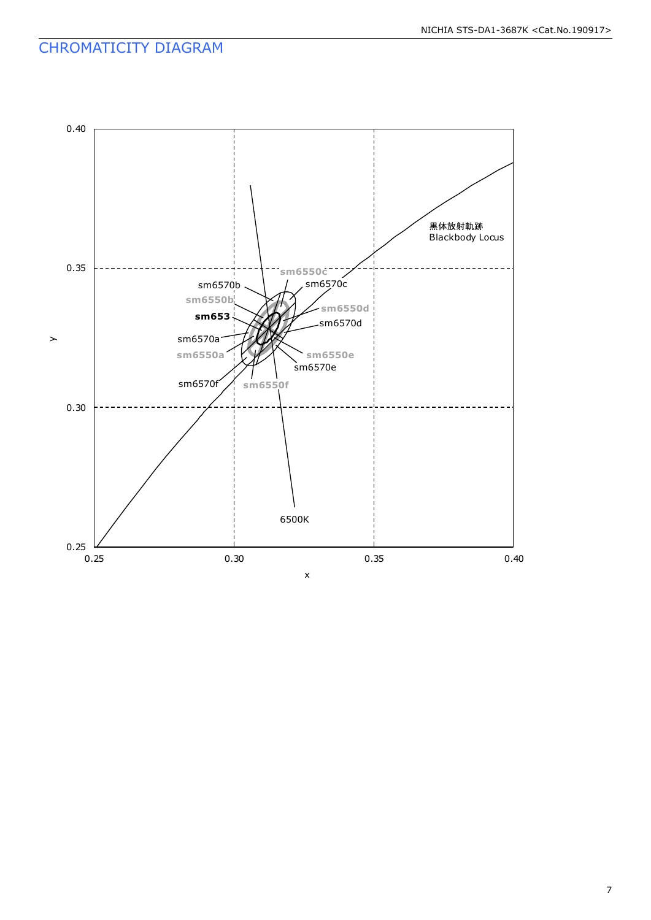## CHROMATICITY DIAGRAM

0.40

0.35

0.30

0.25

y

0.25 0.30 0.35 0.40

x

黒体放射軌跡
Blackbody Locus

sm6550c
sm6570b
sm6570c
sm6550b
sm6550d
**sm653**
sm6570d
sm6570a
sm6550a
sm6550e
sm6570e
sm6570f
sm6550f

6500K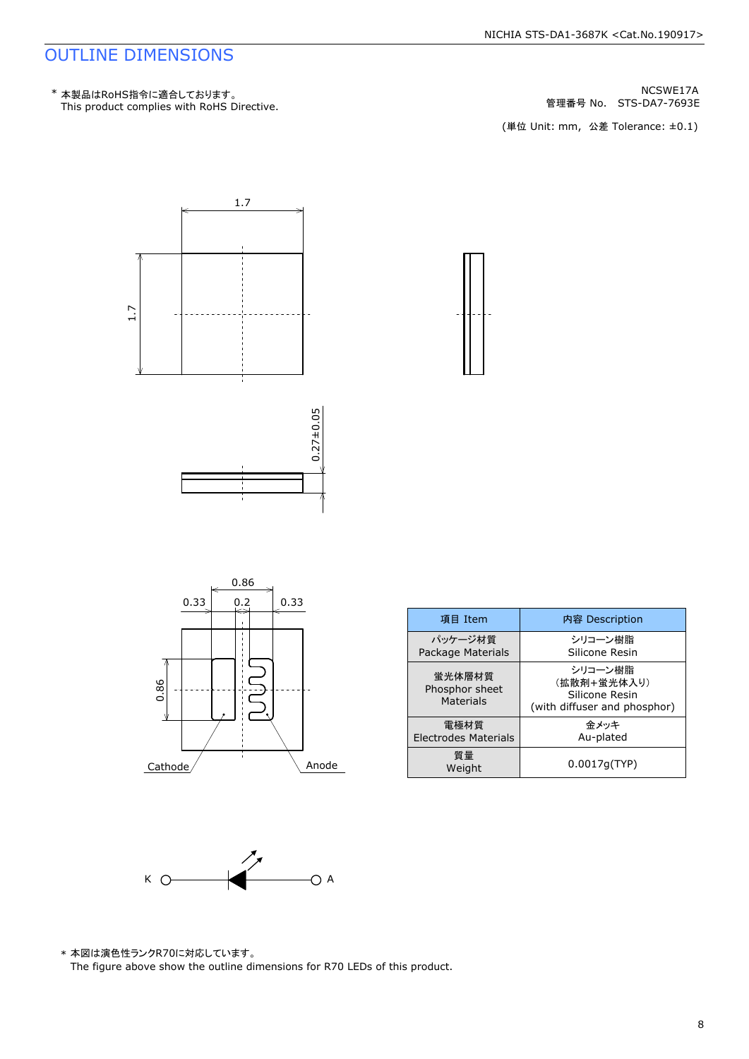# OUTLINE DIMENSIONS

* 本製品はRoHS指令に適合しております。
This product complies with RoHS Directive.

NCSWE17A
管理番号 No. STS-DA7-7693E

(単位 Unit: mm, 公差 Tolerance: ±0.1)

1.7
1.7
0.27±0.05
0.86
0.33 0.2 0.33
0.86
Cathode
Anode

| 項目 Item | 内容 Description |
|---|---|
| パッケージ材質<br>Package Materials | シリコーン樹脂<br>Silicone Resin |
| 蛍光体層材質<br>Phosphor sheet Materials | シリコーン樹脂<br>(拡散剤+蛍光体入り)<br>Silicone Resin<br>(with diffuser and phosphor) |
| 電極材質<br>Electrodes Materials | 金メッキ<br>Au-plated |
| 質量<br>Weight | 0.0017g(TYP) |

K A

* 本図は演色性ランクR70に対応しています。
The figure above show the outline dimensions for R70 LEDs of this product.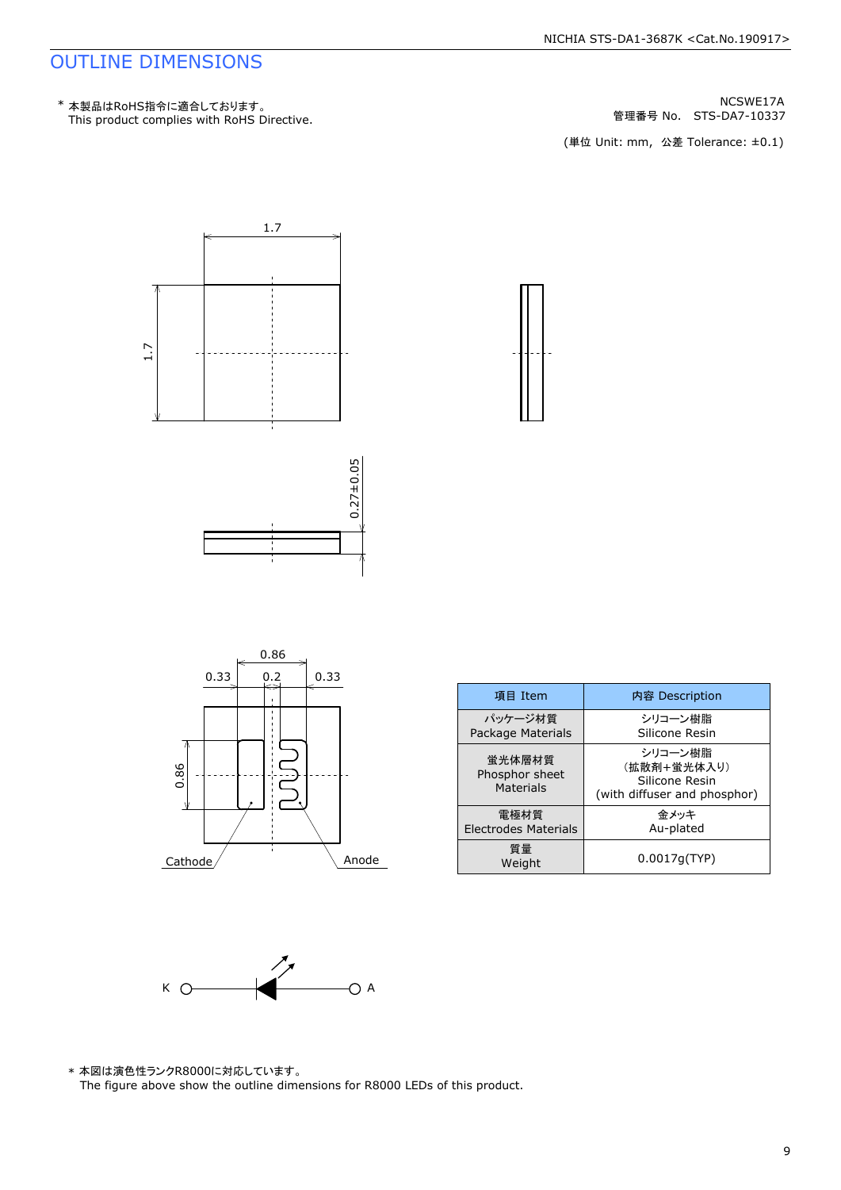# OUTLINE DIMENSIONS

\* 本製品はRoHS指令に適合しております。
This product complies with RoHS Directive.

NCSWE17A
管理番号 No.　STS-DA7-10337

(単位 Unit: mm,　公差 Tolerance: ±0.1)

1.7

1.7

0.27±0.05

0.86

0.33　0.2　0.33

0.86

Cathode　Anode

K　A

| 項目 Item | 内容 Description |
|---|---|
| パッケージ材質<br>Package Materials | シリコーン樹脂<br>Silicone Resin |
| 蛍光体層材質<br>Phosphor sheet Materials | シリコーン樹脂<br>（拡散剤+蛍光体入り）<br>Silicone Resin<br>(with diffuser and phosphor) |
| 電極材質<br>Electrodes Materials | 金メッキ<br>Au-plated |
| 質量<br>Weight | 0.0017g(TYP) |

\* 本図は演色性ランクR8000に対応しています。
The figure above show the outline dimensions for R8000 LEDs of this product.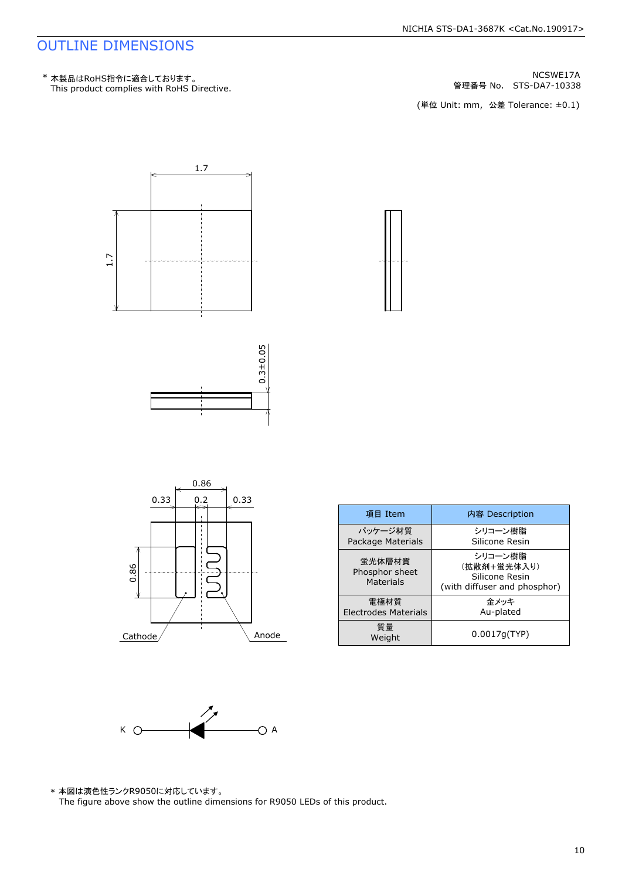# OUTLINE DIMENSIONS

\* 本製品はRoHS指令に適合しております。
This product complies with RoHS Directive.

NCSWE17A
管理番号 No.　STS-DA7-10338

(単位 Unit: mm,  公差 Tolerance: ±0.1)

1.7

1.7

0.3±0.05

0.86

0.33　0.2　0.33

0.86

Cathode　Anode

| 項目 Item | 内容 Description |
|---|---|
| パッケージ材質<br>Package Materials | シリコーン樹脂<br>Silicone Resin |
| 蛍光体層材質<br>Phosphor sheet<br>Materials | シリコーン樹脂<br>(拡散剤+蛍光体入り)<br>Silicone Resin<br>(with diffuser and phosphor) |
| 電極材質<br>Electrodes Materials | 金メッキ<br>Au-plated |
| 質量<br>Weight | 0.0017g(TYP) |

K　A

\* 本図は演色性ランクR9050に対応しています。
The figure above show the outline dimensions for R9050 LEDs of this product.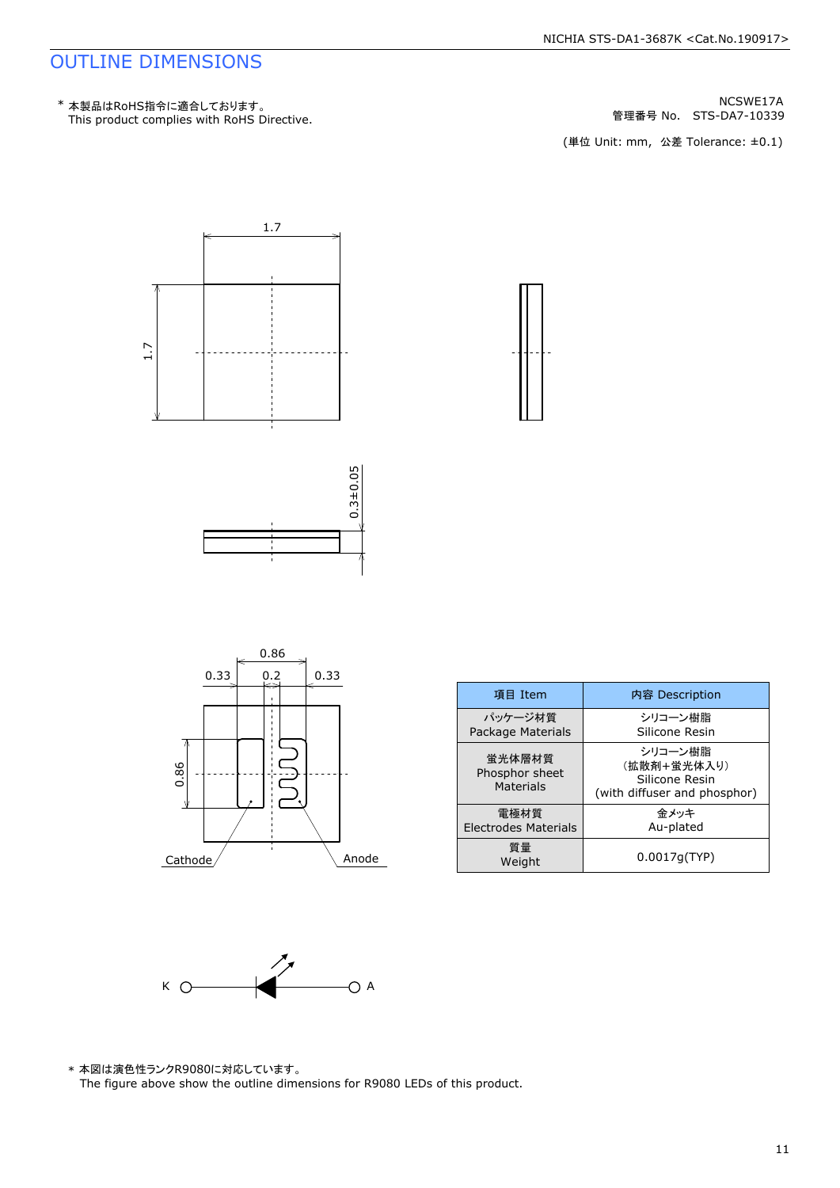# OUTLINE DIMENSIONS

\* 本製品はRoHS指令に適合しております。
This product complies with RoHS Directive.

NCSWE17A
管理番号 No. STS-DA7-10339

(単位 Unit: mm, 公差 Tolerance: ±0.1)

| 項目 Item | 内容 Description |
| --- | --- |
| パッケージ材質 Package Materials | シリコーン樹脂 Silicone Resin |
| 蛍光体層材質 Phosphor sheet Materials | シリコーン樹脂 (拡散剤+蛍光体入り) Silicone Resin (with diffuser and phosphor) |
| 電極材質 Electrodes Materials | 金メッキ Au-plated |
| 質量 Weight | 0.0017g(TYP) |

\* 本図は演色性ランクR9080に対応しています。
The figure above show the outline dimensions for R9080 LEDs of this product.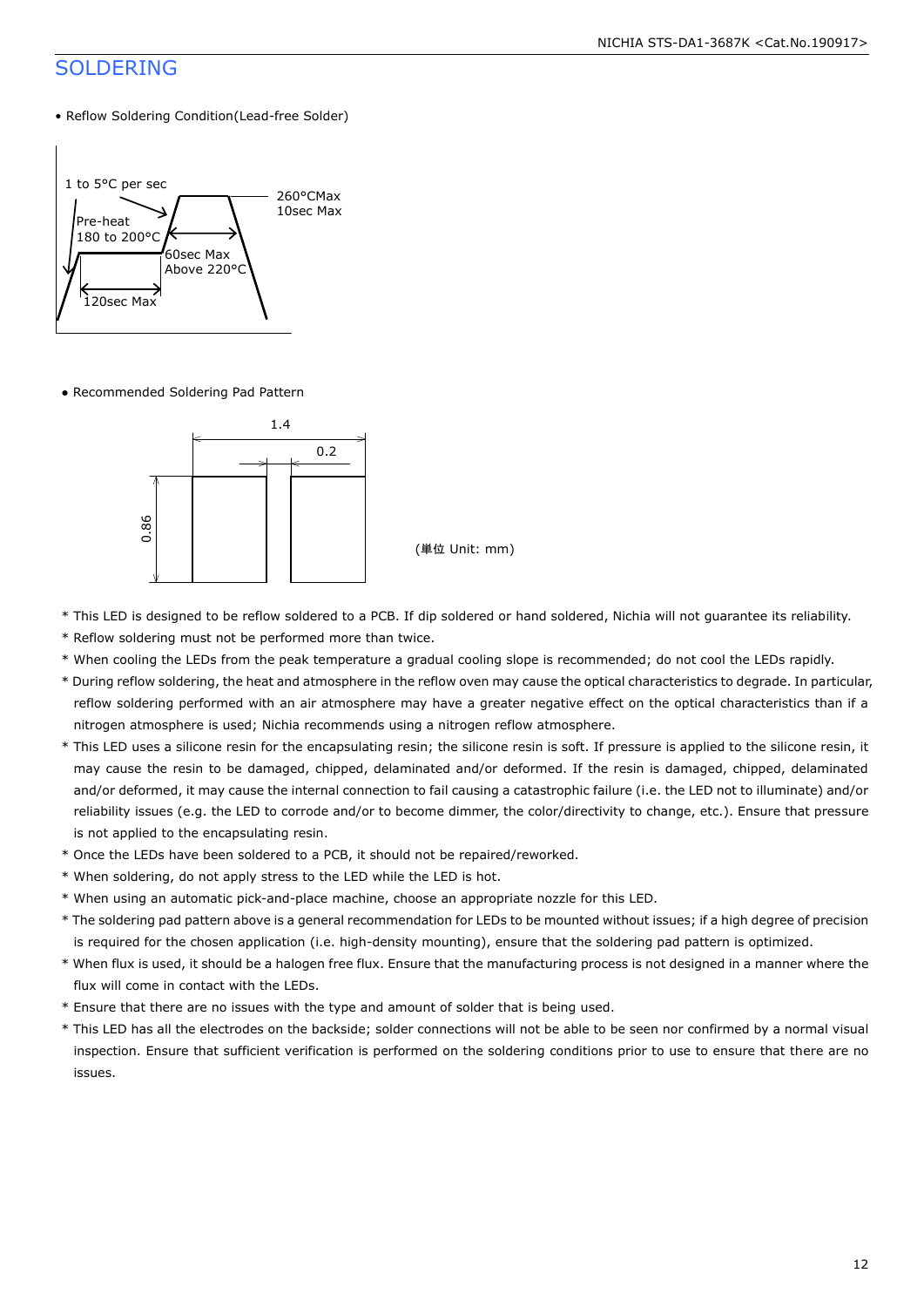# SOLDERING

- Reflow Soldering Condition(Lead-free Solder)

1 to 5°C per sec

Pre-heat
180 to 200°C

260°CMax
10sec Max

60sec Max
Above 220°C

120sec Max

- Recommended Soldering Pad Pattern

1.4

0.2

0.86

(単位 Unit: mm)

* This LED is designed to be reflow soldered to a PCB. If dip soldered or hand soldered, Nichia will not guarantee its reliability.
* Reflow soldering must not be performed more than twice.
* When cooling the LEDs from the peak temperature a gradual cooling slope is recommended; do not cool the LEDs rapidly.
* During reflow soldering, the heat and atmosphere in the reflow oven may cause the optical characteristics to degrade. In particular, reflow soldering performed with an air atmosphere may have a greater negative effect on the optical characteristics than if a nitrogen atmosphere is used; Nichia recommends using a nitrogen reflow atmosphere.
* This LED uses a silicone resin for the encapsulating resin; the silicone resin is soft. If pressure is applied to the silicone resin, it may cause the resin to be damaged, chipped, delaminated and/or deformed. If the resin is damaged, chipped, delaminated and/or deformed, it may cause the internal connection to fail causing a catastrophic failure (i.e. the LED not to illuminate) and/or reliability issues (e.g. the LED to corrode and/or to become dimmer, the color/directivity to change, etc.). Ensure that pressure is not applied to the encapsulating resin.
* Once the LEDs have been soldered to a PCB, it should not be repaired/reworked.
* When soldering, do not apply stress to the LED while the LED is hot.
* When using an automatic pick-and-place machine, choose an appropriate nozzle for this LED.
* The soldering pad pattern above is a general recommendation for LEDs to be mounted without issues; if a high degree of precision is required for the chosen application (i.e. high-density mounting), ensure that the soldering pad pattern is optimized.
* When flux is used, it should be a halogen free flux. Ensure that the manufacturing process is not designed in a manner where the flux will come in contact with the LEDs.
* Ensure that there are no issues with the type and amount of solder that is being used.
* This LED has all the electrodes on the backside; solder connections will not be able to be seen nor confirmed by a normal visual inspection. Ensure that sufficient verification is performed on the soldering conditions prior to use to ensure that there are no issues.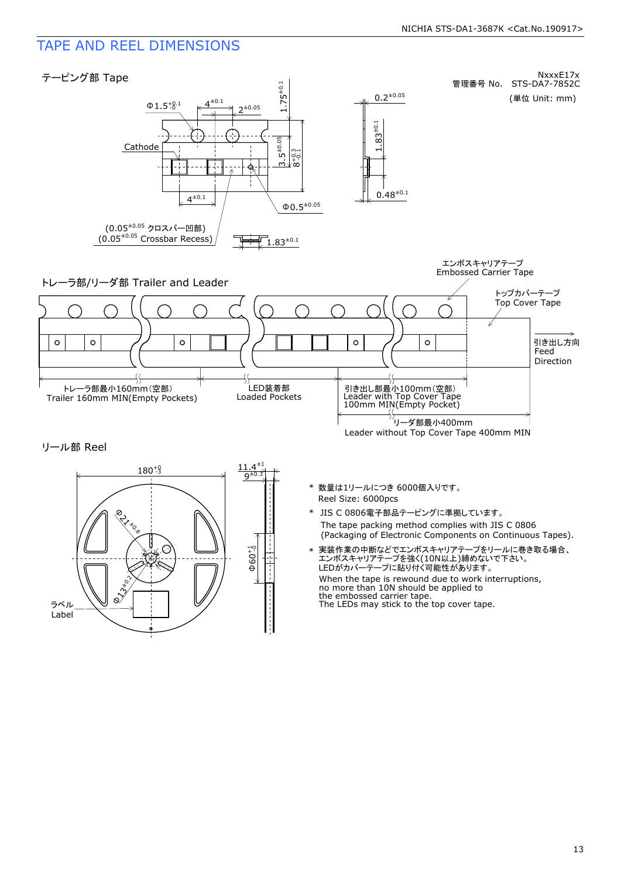## TAPE AND REEL DIMENSIONS

NxxxE17x
管理番号 No. STS-DA7-7852C
(単位 Unit: mm)

### テーピング部 Tape

$\Phi 1.5^{+0.1}_{-0}$　$4^{\pm 0.1}$　$2^{\pm 0.05}$　$1.75^{\pm 0.1}$

Cathode

$3.5^{\pm 0.05}$　$8^{+0.3}_{-0.1}$

$4^{\pm 0.1}$

$\Phi 0.5^{\pm 0.05}$

($0.05^{\pm 0.05}$ クロスバー凹部)
($0.05^{\pm 0.05}$ Crossbar Recess)

$1.83^{\pm 0.1}$

$0.2^{\pm 0.05}$

$1.83^{\pm 0.1}$

$0.48^{\pm 0.1}$

### トレーラ部/リーダ部 Trailer and Leader

エンボスキャリアテープ
Embossed Carrier Tape

トップカバーテープ
Top Cover Tape

引き出し方向
Feed
Direction

トレーラ部最小160mm(空部)
Trailer 160mm MIN(Empty Pockets)

LED装着部
Loaded Pockets

引き出し部最小100mm(空部)
Leader with Top Cover Tape
100mm MIN(Empty Pocket)

リーダ部最小400mm
Leader without Top Cover Tape 400mm MIN

### リール部 Reel

$180^{+0}_{-3}$

$11.4^{\pm 1}$
$9^{\pm 0.3}$

$\Phi 21^{\pm 0.8}$

$\Phi 13^{\pm 0.2}$

$\Phi 60^{+1}_{-0}$

ラベル
Label

\* 数量は1リールにつき 6000個入りです。
Reel Size: 6000pcs

\* JIS C 0806電子部品テーピングに準拠しています。
The tape packing method complies with JIS C 0806
(Packaging of Electronic Components on Continuous Tapes).

\* 実装作業の中断などでエンボスキャリアテープをリールに巻き取る場合、
エンボスキャリアテープを強く(10N以上)締めないで下さい。
LEDがカバーテープに貼り付く可能性があります。
When the tape is rewound due to work interruptions,
no more than 10N should be applied to
the embossed carrier tape.
The LEDs may stick to the top cover tape.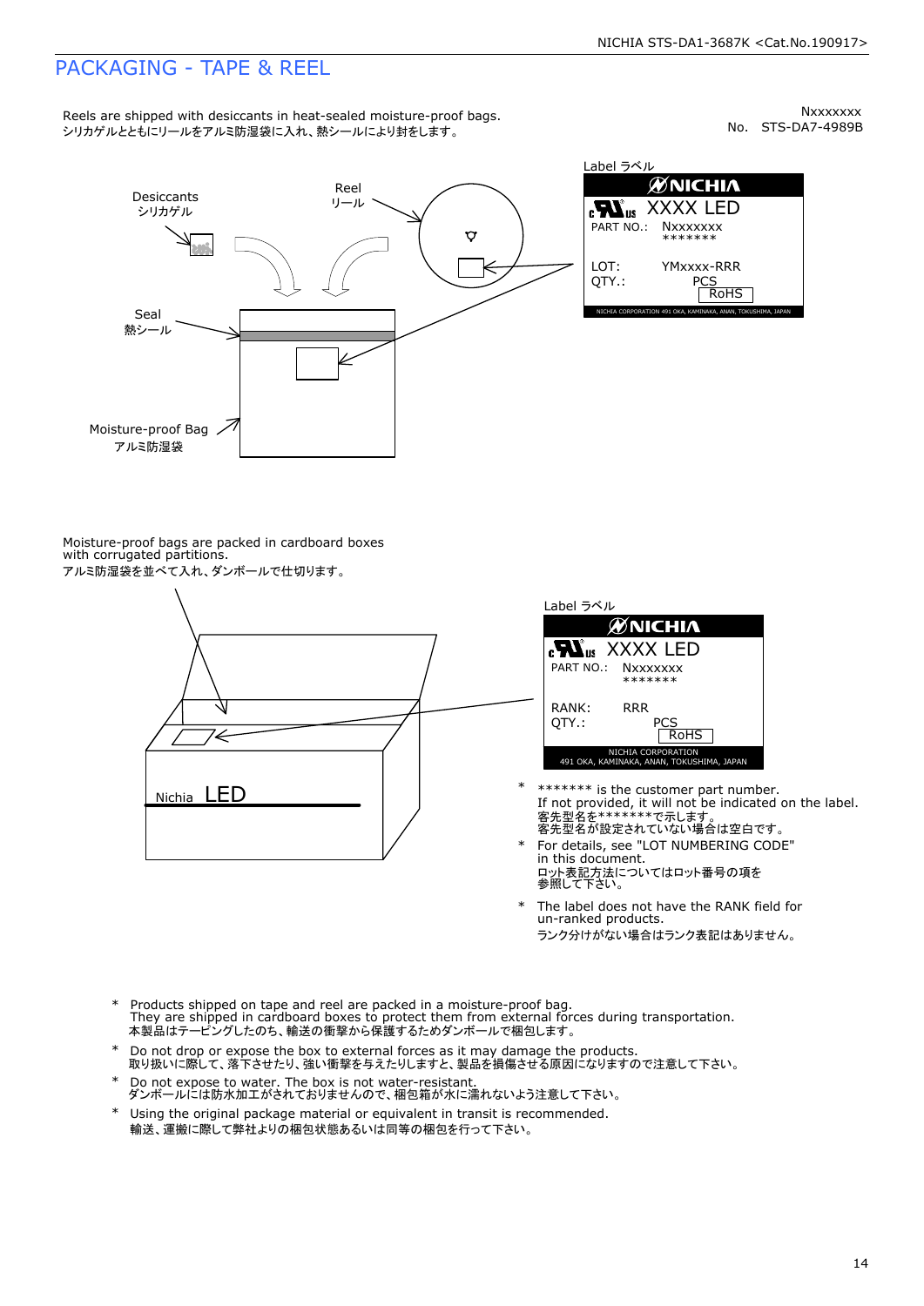# PACKAGING - TAPE & REEL

Reels are shipped with desiccants in heat-sealed moisture-proof bags.
シリカゲルとともにリールをアルミ防湿袋に入れ、熱シールにより封をします。

Nxxxxxxx
No. STS-DA7-4989B

Desiccants
シリカゲル

Reel
リール

Seal
熱シール

Moisture-proof Bag
アルミ防湿袋

Label ラベル

NICHIA
XXXX LED
PART NO.: Nxxxxxxx
*******
LOT: YMxxxx-RRR
QTY.: PCS
RoHS
NICHIA CORPORATION 491 OKA, KAMINAKA, ANAN, TOKUSHIMA, JAPAN

Moisture-proof bags are packed in cardboard boxes with corrugated partitions.
アルミ防湿袋を並べて入れ、ダンボールで仕切ります。

Nichia LED

Label ラベル

NICHIA
XXXX LED
PART NO.: Nxxxxxxx
*******
RANK: RRR
QTY.: PCS
RoHS
NICHIA CORPORATION
491 OKA, KAMINAKA, ANAN, TOKUSHIMA, JAPAN

- ******* is the customer part number.
  If not provided, it will not be indicated on the label.
  客先型名を*******で示します。
  客先型名が設定されていない場合は空白です。
- For details, see "LOT NUMBERING CODE" in this document.
  ロット表記方法についてはロット番号の項を参照して下さい。
- The label does not have the RANK field for un-ranked products.
  ランク分けがない場合はランク表記はありません。

- Products shipped on tape and reel are packed in a moisture-proof bag.
  They are shipped in cardboard boxes to protect them from external forces during transportation.
  本製品はテーピングしたのち、輸送の衝撃から保護するためダンボールで梱包します。
- Do not drop or expose the box to external forces as it may damage the products.
  取り扱いに際して、落下させたり、強い衝撃を与えたりしますと、製品を損傷させる原因になりますので注意して下さい。
- Do not expose to water. The box is not water-resistant.
  ダンボールには防水加工がされておりませんので、梱包箱が水に濡れないよう注意して下さい。
- Using the original package material or equivalent in transit is recommended.
  輸送、運搬に際して弊社よりの梱包状態あるいは同等の梱包を行って下さい。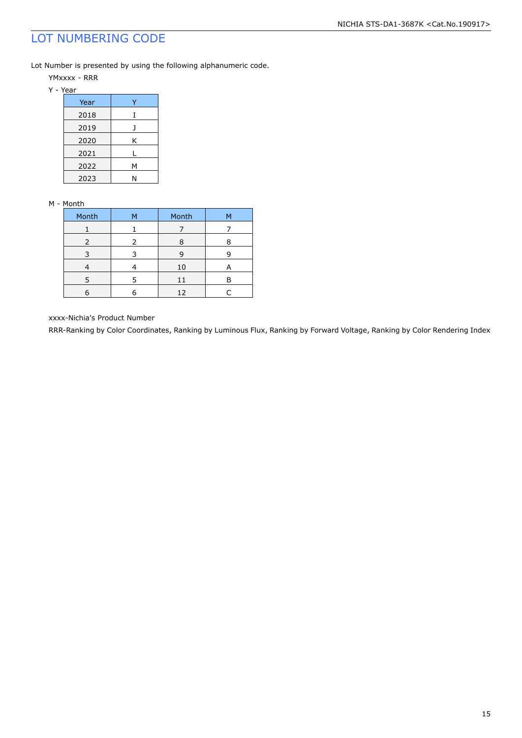# LOT NUMBERING CODE

Lot Number is presented by using the following alphanumeric code.

YMxxxx - RRR

Y - Year

| Year | Y |
|---|---|
| 2018 | I |
| 2019 | J |
| 2020 | K |
| 2021 | L |
| 2022 | M |
| 2023 | N |

M - Month

| Month | M | Month | M |
|---|---|---|---|
| 1 | 1 | 7 | 7 |
| 2 | 2 | 8 | 8 |
| 3 | 3 | 9 | 9 |
| 4 | 4 | 10 | A |
| 5 | 5 | 11 | B |
| 6 | 6 | 12 | C |

xxxx-Nichia's Product Number

RRR-Ranking by Color Coordinates, Ranking by Luminous Flux, Ranking by Forward Voltage, Ranking by Color Rendering Index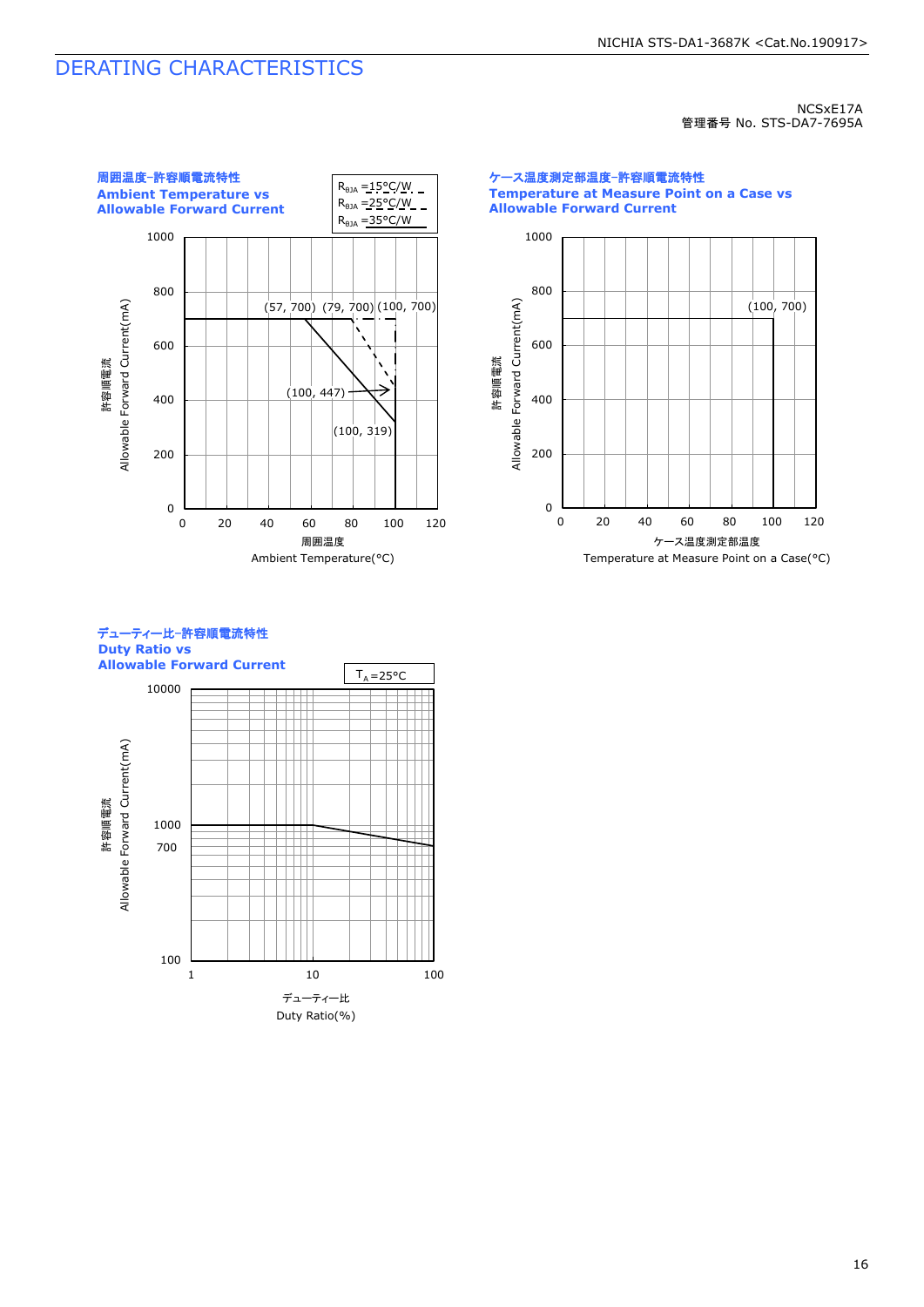# DERATING CHARACTERISTICS

NCSxE17A
管理番号 No. STS-DA7-7695A

### 周囲温度-許容順電流特性
### Ambient Temperature vs Allowable Forward Current

$R_{\theta JA}$ =15°C/W
$R_{\theta JA}$ =25°C/W
$R_{\theta JA}$ =35°C/W

(57, 700) (79, 700) (100, 700)
(100, 447)
(100, 319)

許容順電流 Allowable Forward Current(mA): 0, 200, 400, 600, 800, 1000

周囲温度 Ambient Temperature(°C): 0, 20, 40, 60, 80, 100, 120

### ケース温度測定部温度-許容順電流特性
### Temperature at Measure Point on a Case vs Allowable Forward Current

(100, 700)

許容順電流 Allowable Forward Current(mA): 0, 200, 400, 600, 800, 1000

ケース温度測定部温度 Temperature at Measure Point on a Case(°C): 0, 20, 40, 60, 80, 100, 120

### デューティー比-許容順電流特性
### Duty Ratio vs Allowable Forward Current

$T_A$=25°C

許容順電流 Allowable Forward Current(mA): 100, 700, 1000, 10000

デューティー比 Duty Ratio(%): 1, 10, 100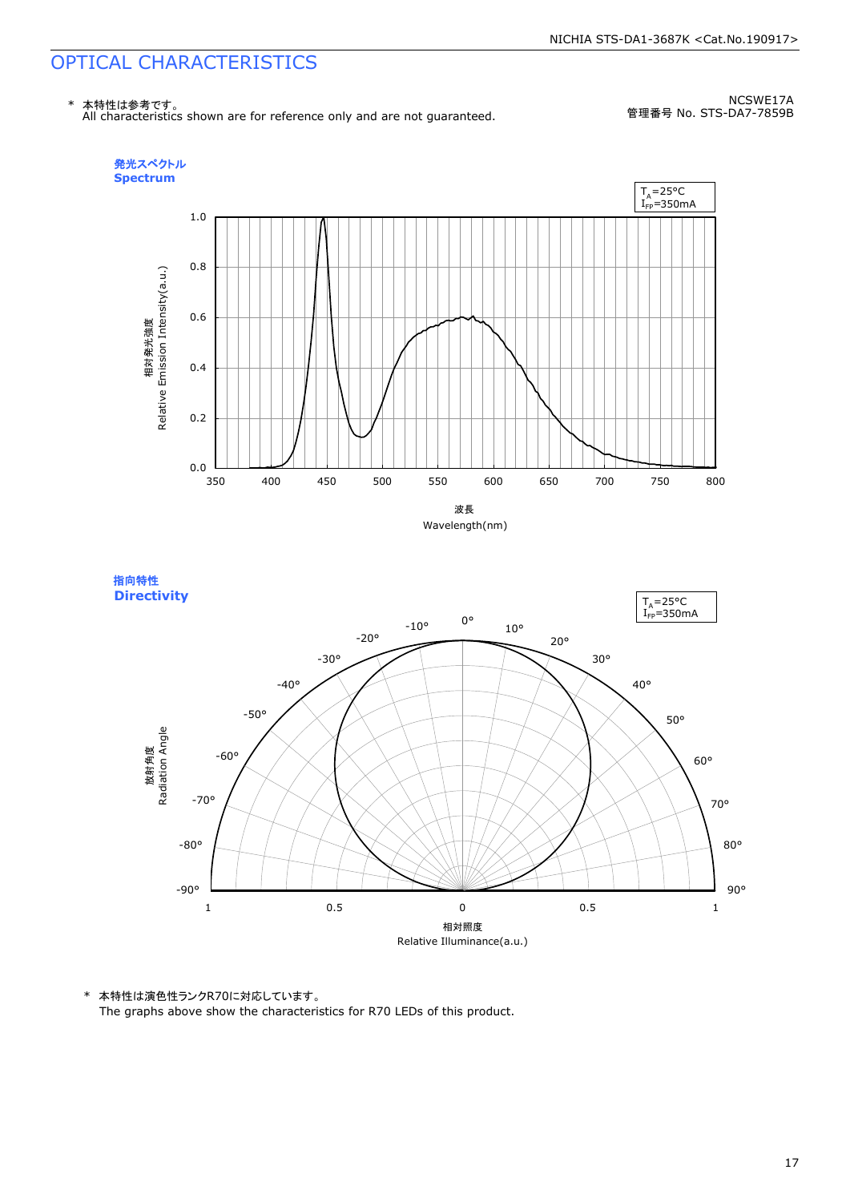# OPTICAL CHARACTERISTICS

\* 本特性は参考です。
All characteristics shown are for reference only and are not guaranteed.

NCSWE17A
管理番号 No. STS-DA7-7859B

**発光スペクトル**
**Spectrum**

$T_A$=25°C
$I_{FP}$=350mA

相対発光強度
Relative Emission Intensity(a.u.)

波長
Wavelength(nm)

**指向特性**
**Directivity**

$T_A$=25°C
$I_{FP}$=350mA

放射角度
Radiation Angle

相対照度
Relative Illuminance(a.u.)

\* 本特性は演色性ランクR70に対応しています。
The graphs above show the characteristics for R70 LEDs of this product.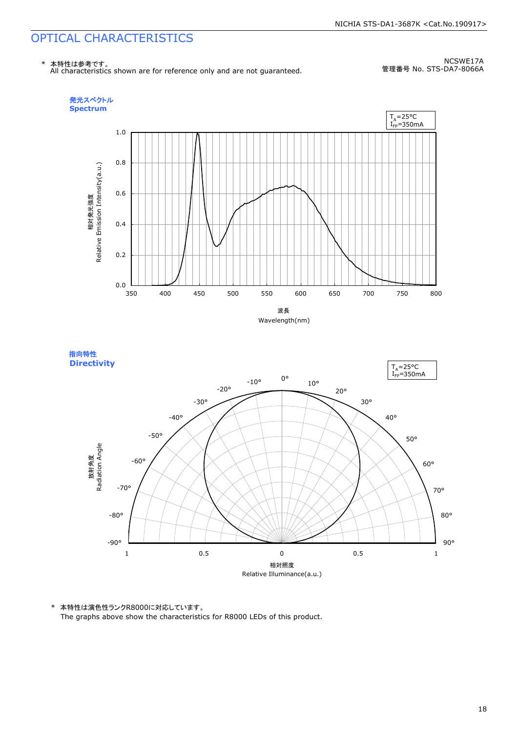# OPTICAL CHARACTERISTICS

\* 本特性は参考です。
All characteristics shown are for reference only and are not guaranteed.

NCSWE17A
管理番号 No. STS-DA7-8066A

**発光スペクトル**
**Spectrum**

$T_A$=25°C
$I_{FP}$=350mA

相対発光強度
Relative Emission Intensity(a.u.)

波長
Wavelength(nm)

**指向特性**
**Directivity**

$T_A$=25°C
$I_{FP}$=350mA

放射角度
Radiation Angle

相対照度
Relative Illuminance(a.u.)

\* 本特性は演色性ランクR8000に対応しています。
The graphs above show the characteristics for R8000 LEDs of this product.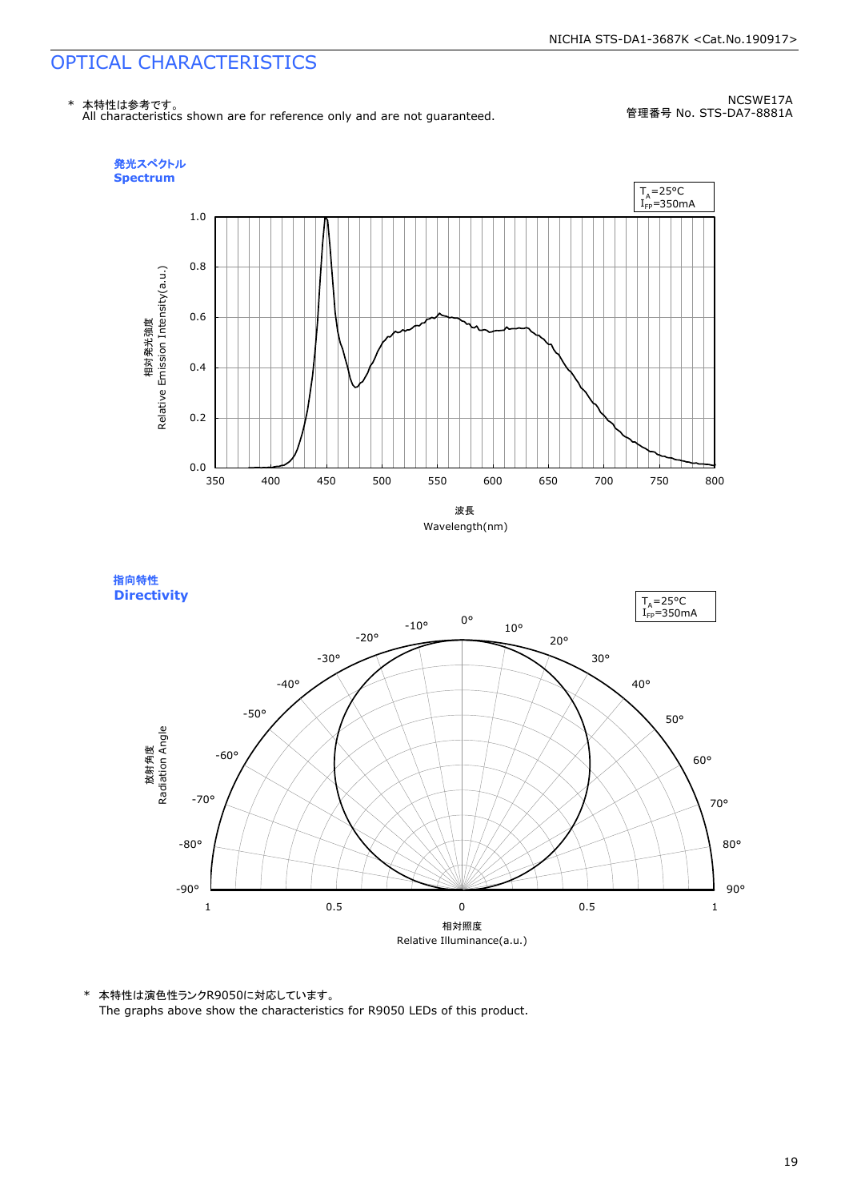# OPTICAL CHARACTERISTICS

\* 本特性は参考です。
All characteristics shown are for reference only and are not guaranteed.

NCSWE17A
管理番号 No. STS-DA7-8881A

**発光スペクトル**
**Spectrum**

$T_A$=25°C
$I_{FP}$=350mA

相対発光強度
Relative Emission Intensity(a.u.)

波長
Wavelength(nm)

**指向特性**
**Directivity**

$T_A$=25°C
$I_{FP}$=350mA

放射角度
Radiation Angle

相対照度
Relative Illuminance(a.u.)

\* 本特性は演色性ランクR9050に対応しています。
The graphs above show the characteristics for R9050 LEDs of this product.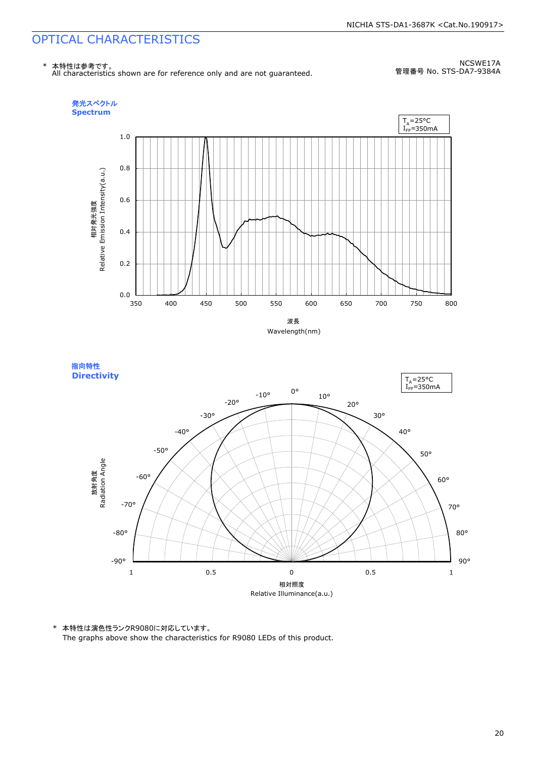# OPTICAL CHARACTERISTICS

\* 本特性は参考です。
All characteristics shown are for reference only and are not guaranteed.

NCSWE17A
管理番号 No. STS-DA7-9384A

### 発光スペクトル
### Spectrum

$T_A$=25°C
$I_{FP}$=350mA

相対発光強度
Relative Emission Intensity(a.u.)

波長
Wavelength(nm)

### 指向特性
### Directivity

$T_A$=25°C
$I_{FP}$=350mA

放射角度
Radiation Angle

相対照度
Relative Illuminance(a.u.)

\* 本特性は演色性ランクR9080に対応しています。
The graphs above show the characteristics for R9080 LEDs of this product.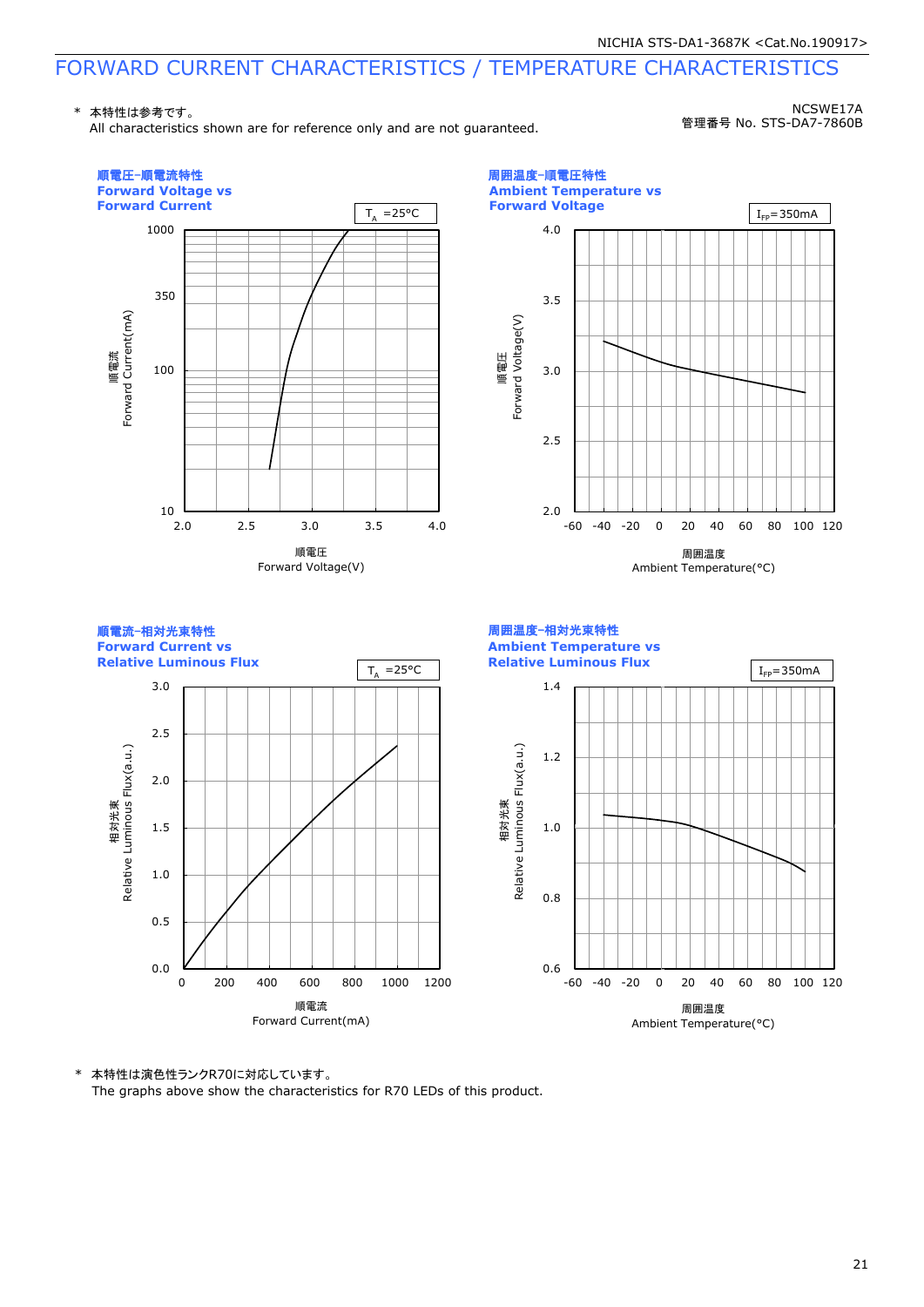# FORWARD CURRENT CHARACTERISTICS / TEMPERATURE CHARACTERISTICS

\* 本特性は参考です。
All characteristics shown are for reference only and are not guaranteed.

NCSWE17A
管理番号 No. STS-DA7-7860B

### 順電圧-順電流特性 Forward Voltage vs Forward Current

$T_A$ =25°C

Y-axis: 順電流 Forward Current(mA) — 10, 100, 350, 1000
X-axis: 順電圧 Forward Voltage(V) — 2.0, 2.5, 3.0, 3.5, 4.0

### 周囲温度-順電圧特性 Ambient Temperature vs Forward Voltage

$I_{FP}$=350mA

Y-axis: 順電圧 Forward Voltage(V) — 2.0, 2.5, 3.0, 3.5, 4.0
X-axis: 周囲温度 Ambient Temperature(°C) — -60, -40, -20, 0, 20, 40, 60, 80, 100, 120

### 順電流-相対光束特性 Forward Current vs Relative Luminous Flux

$T_A$ =25°C

Y-axis: 相対光束 Relative Luminous Flux(a.u.) — 0.0, 0.5, 1.0, 1.5, 2.0, 2.5, 3.0
X-axis: 順電流 Forward Current(mA) — 0, 200, 400, 600, 800, 1000, 1200

### 周囲温度-相対光束特性 Ambient Temperature vs Relative Luminous Flux

$I_{FP}$=350mA

Y-axis: 相対光束 Relative Luminous Flux(a.u.) — 0.6, 0.8, 1.0, 1.2, 1.4
X-axis: 周囲温度 Ambient Temperature(°C) — -60, -40, -20, 0, 20, 40, 60, 80, 100, 120

\* 本特性は演色性ランクR70に対応しています。
The graphs above show the characteristics for R70 LEDs of this product.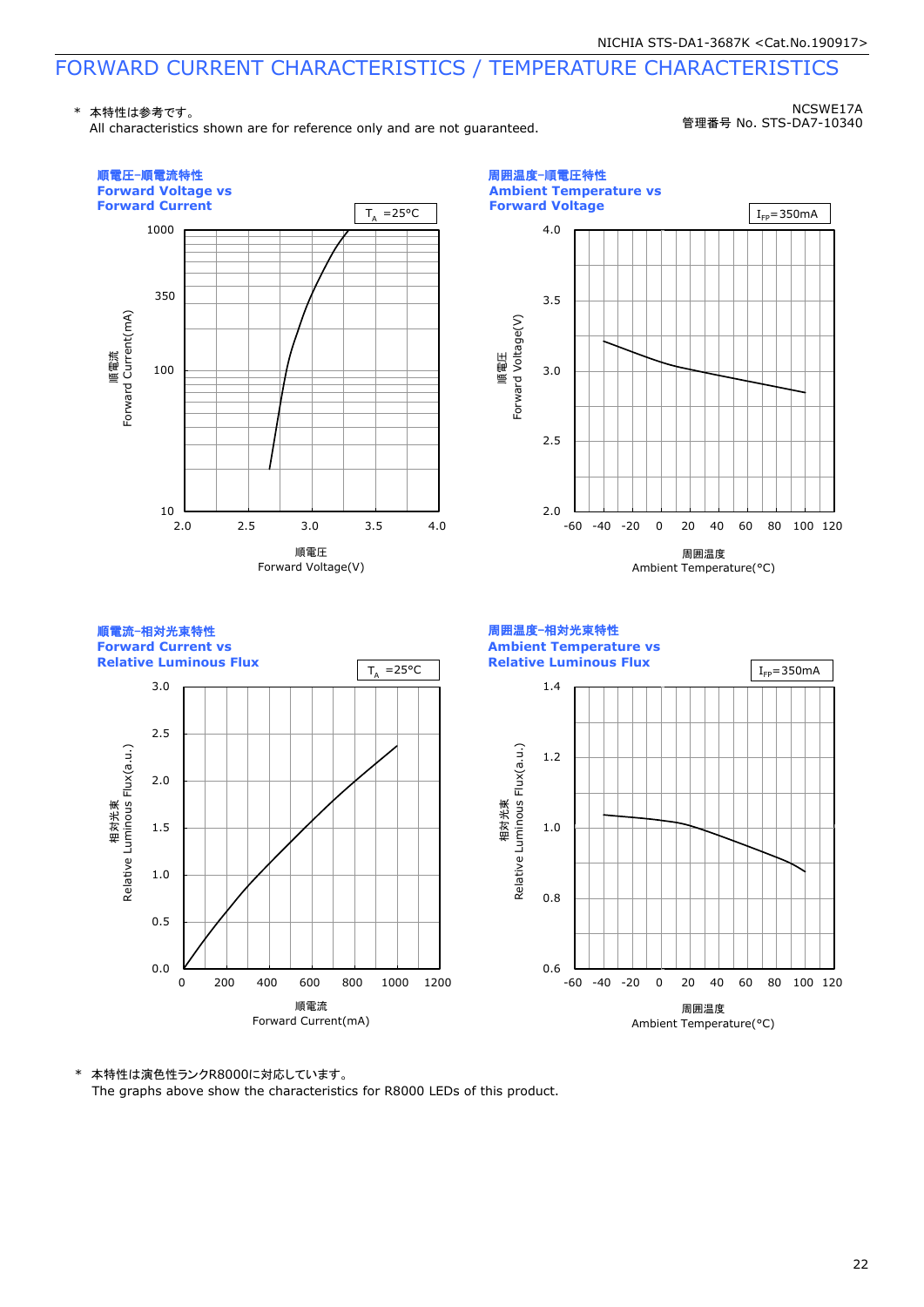# FORWARD CURRENT CHARACTERISTICS / TEMPERATURE CHARACTERISTICS

\* 本特性は参考です。
All characteristics shown are for reference only and are not guaranteed.

NCSWE17A
管理番号 No. STS-DA7-10340

### 順電圧-順電流特性 Forward Voltage vs Forward Current

$T_A$ =25°C

Vertical axis: 順電流 Forward Current(mA) — 10, 100, 350, 1000
Horizontal axis: 順電圧 Forward Voltage(V) — 2.0, 2.5, 3.0, 3.5, 4.0

### 周囲温度-順電圧特性 Ambient Temperature vs Forward Voltage

$I_{FP}$=350mA

Vertical axis: 順電圧 Forward Voltage(V) — 2.0, 2.5, 3.0, 3.5, 4.0
Horizontal axis: 周囲温度 Ambient Temperature(°C) — -60, -40, -20, 0, 20, 40, 60, 80, 100, 120

### 順電流-相対光束特性 Forward Current vs Relative Luminous Flux

$T_A$ =25°C

Vertical axis: 相対光束 Relative Luminous Flux(a.u.) — 0.0, 0.5, 1.0, 1.5, 2.0, 2.5, 3.0
Horizontal axis: 順電流 Forward Current(mA) — 0, 200, 400, 600, 800, 1000, 1200

### 周囲温度-相対光束特性 Ambient Temperature vs Relative Luminous Flux

$I_{FP}$=350mA

Vertical axis: 相対光束 Relative Luminous Flux(a.u.) — 0.6, 0.8, 1.0, 1.2, 1.4
Horizontal axis: 周囲温度 Ambient Temperature(°C) — -60, -40, -20, 0, 20, 40, 60, 80, 100, 120

\* 本特性は演色性ランクR8000に対応しています。
The graphs above show the characteristics for R8000 LEDs of this product.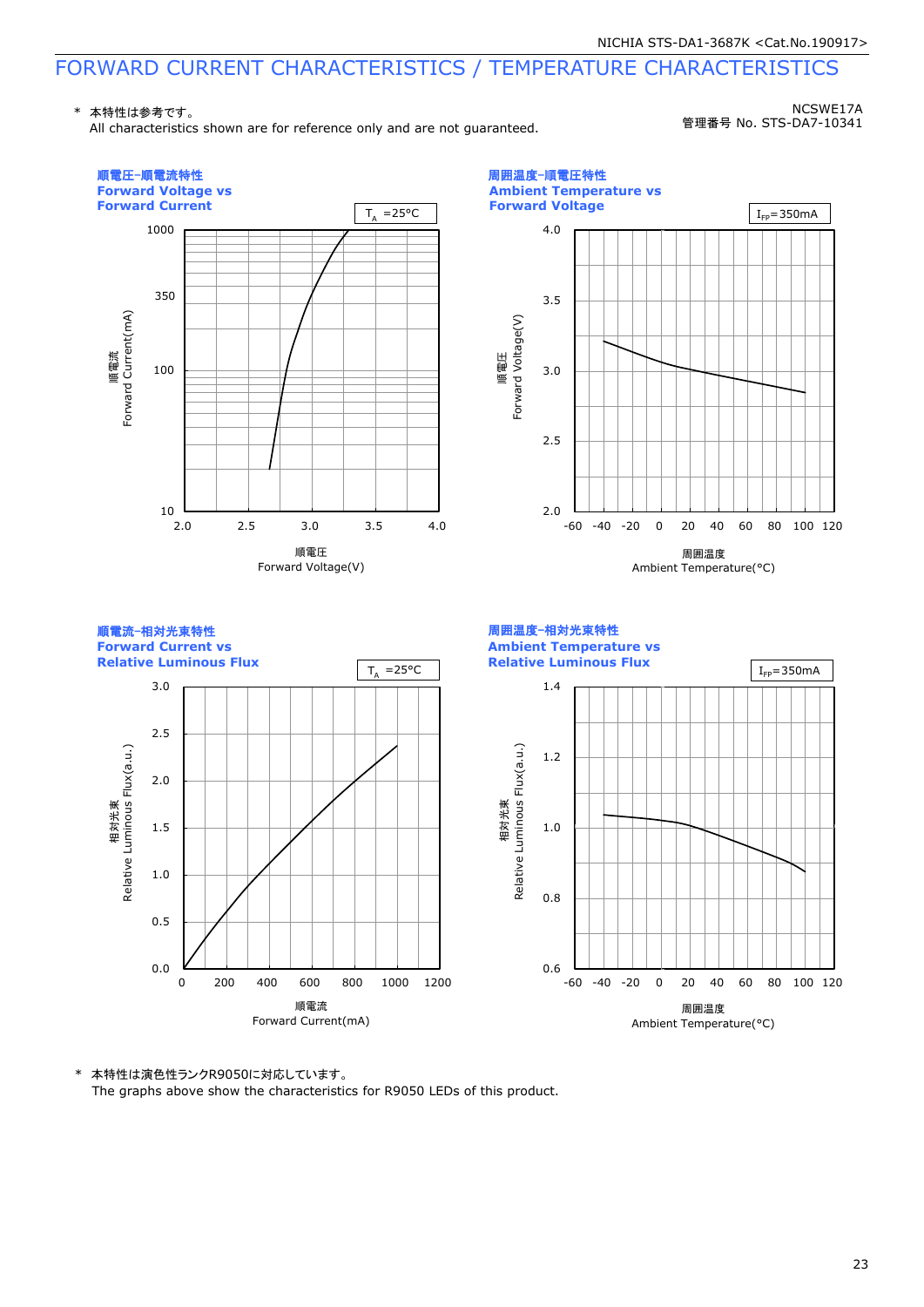# FORWARD CURRENT CHARACTERISTICS / TEMPERATURE CHARACTERISTICS

\* 本特性は参考です。
All characteristics shown are for reference only and are not guaranteed.

NCSWE17A
管理番号 No. STS-DA7-10341

**順電圧-順電流特性**
**Forward Voltage vs Forward Current**

$T_A$ =25°C

Forward Current(mA) 順電流: 10, 100, 350, 1000
Forward Voltage(V) 順電圧: 2.0, 2.5, 3.0, 3.5, 4.0

**周囲温度-順電圧特性**
**Ambient Temperature vs Forward Voltage**

$I_{FP}$=350mA

Forward Voltage(V) 順電圧: 2.0, 2.5, 3.0, 3.5, 4.0
Ambient Temperature(°C) 周囲温度: -60, -40, -20, 0, 20, 40, 60, 80, 100, 120

**順電流-相対光束特性**
**Forward Current vs Relative Luminous Flux**

$T_A$ =25°C

Relative Luminous Flux(a.u.) 相対光束: 0.0, 0.5, 1.0, 1.5, 2.0, 2.5, 3.0
Forward Current(mA) 順電流: 0, 200, 400, 600, 800, 1000, 1200

**周囲温度-相対光束特性**
**Ambient Temperature vs Relative Luminous Flux**

$I_{FP}$=350mA

Relative Luminous Flux(a.u.) 相対光束: 0.6, 0.8, 1.0, 1.2, 1.4
Ambient Temperature(°C) 周囲温度: -60, -40, -20, 0, 20, 40, 60, 80, 100, 120

\* 本特性は演色性ランクR9050に対応しています。
The graphs above show the characteristics for R9050 LEDs of this product.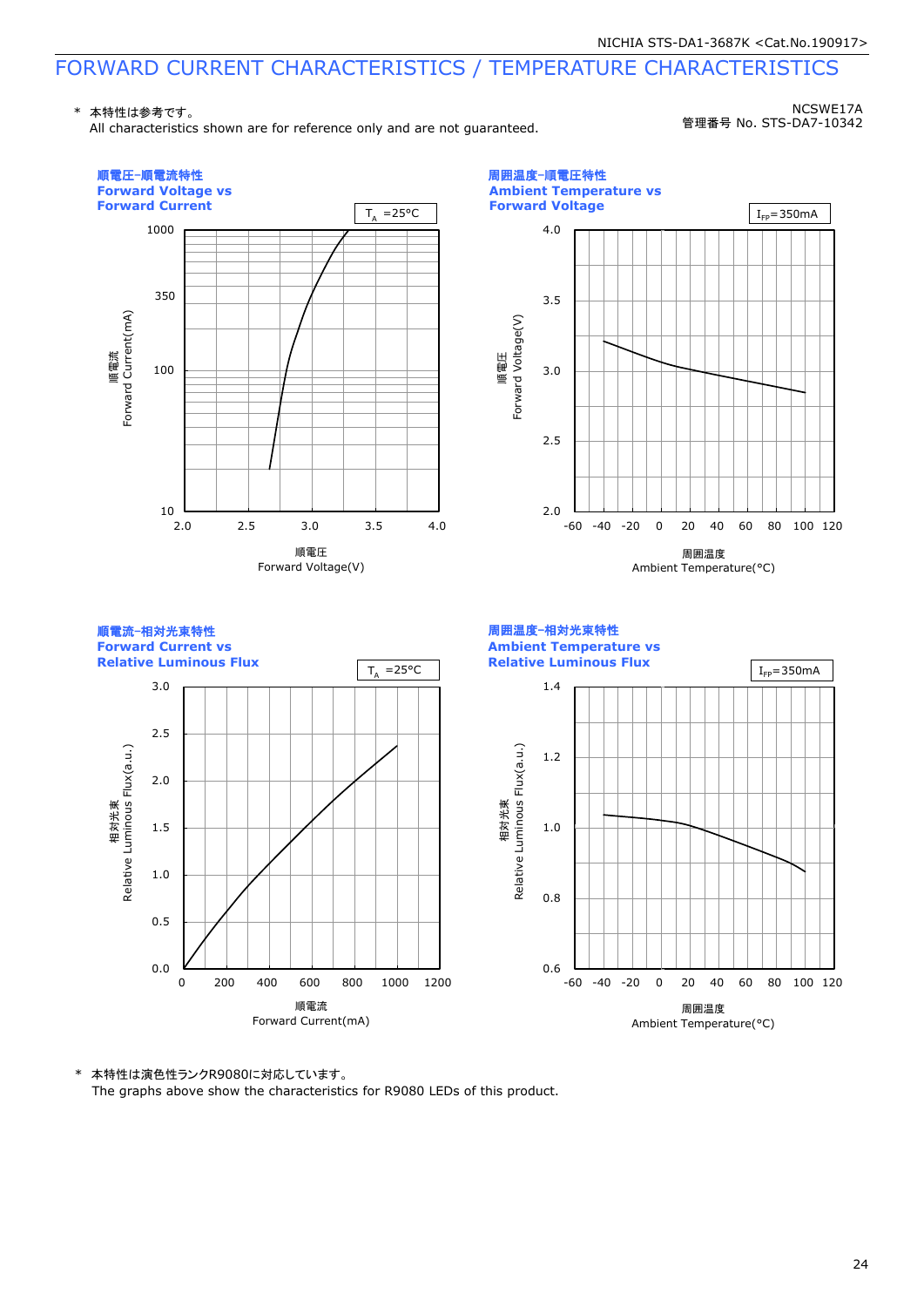# FORWARD CURRENT CHARACTERISTICS / TEMPERATURE CHARACTERISTICS

\* 本特性は参考です。
All characteristics shown are for reference only and are not guaranteed.

NCSWE17A
管理番号 No. STS-DA7-10342

**順電圧-順電流特性**
**Forward Voltage vs Forward Current**

$T_A$ =25°C

順電流 Forward Current(mA): 10, 100, 350, 1000
順電圧 Forward Voltage(V): 2.0, 2.5, 3.0, 3.5, 4.0

**周囲温度-順電圧特性**
**Ambient Temperature vs Forward Voltage**

$I_{FP}$=350mA

順電圧 Forward Voltage(V): 2.0, 2.5, 3.0, 3.5, 4.0
周囲温度 Ambient Temperature(°C): -60, -40, -20, 0, 20, 40, 60, 80, 100, 120

**順電流-相対光束特性**
**Forward Current vs Relative Luminous Flux**

$T_A$ =25°C

相対光束 Relative Luminous Flux(a.u.): 0.0, 0.5, 1.0, 1.5, 2.0, 2.5, 3.0
順電流 Forward Current(mA): 0, 200, 400, 600, 800, 1000, 1200

**周囲温度-相対光束特性**
**Ambient Temperature vs Relative Luminous Flux**

$I_{FP}$=350mA

相対光束 Relative Luminous Flux(a.u.): 0.6, 0.8, 1.0, 1.2, 1.4
周囲温度 Ambient Temperature(°C): -60, -40, -20, 0, 20, 40, 60, 80, 100, 120

\* 本特性は演色性ランクR9080に対応しています。
The graphs above show the characteristics for R9080 LEDs of this product.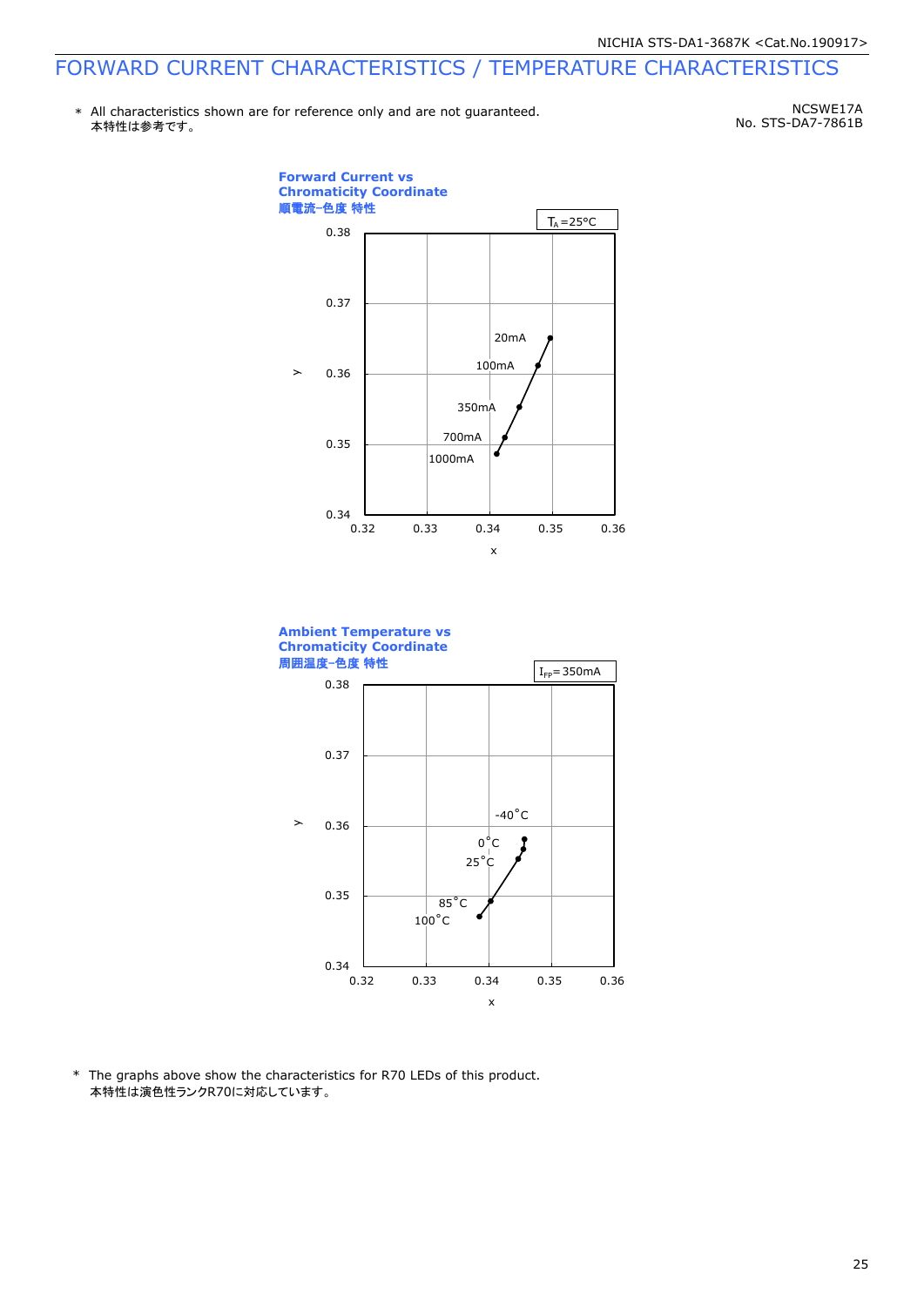# FORWARD CURRENT CHARACTERISTICS / TEMPERATURE CHARACTERISTICS

\* All characteristics shown are for reference only and are not guaranteed.
本特性は参考です。

NCSWE17A
No. STS-DA7-7861B

**Forward Current vs Chromaticity Coordinate**
**順電流-色度 特性**

$T_A$=25°C

y: 0.34, 0.35, 0.36, 0.37, 0.38
x: 0.32, 0.33, 0.34, 0.35, 0.36

20mA, 100mA, 350mA, 700mA, 1000mA

**Ambient Temperature vs Chromaticity Coordinate**
**周囲温度-色度 特性**

$I_{FP}$= 350mA

y: 0.34, 0.35, 0.36, 0.37, 0.38
x: 0.32, 0.33, 0.34, 0.35, 0.36

-40°C, 0°C, 25°C, 85°C, 100°C

\* The graphs above show the characteristics for R70 LEDs of this product.
本特性は演色性ランクR70に対応しています。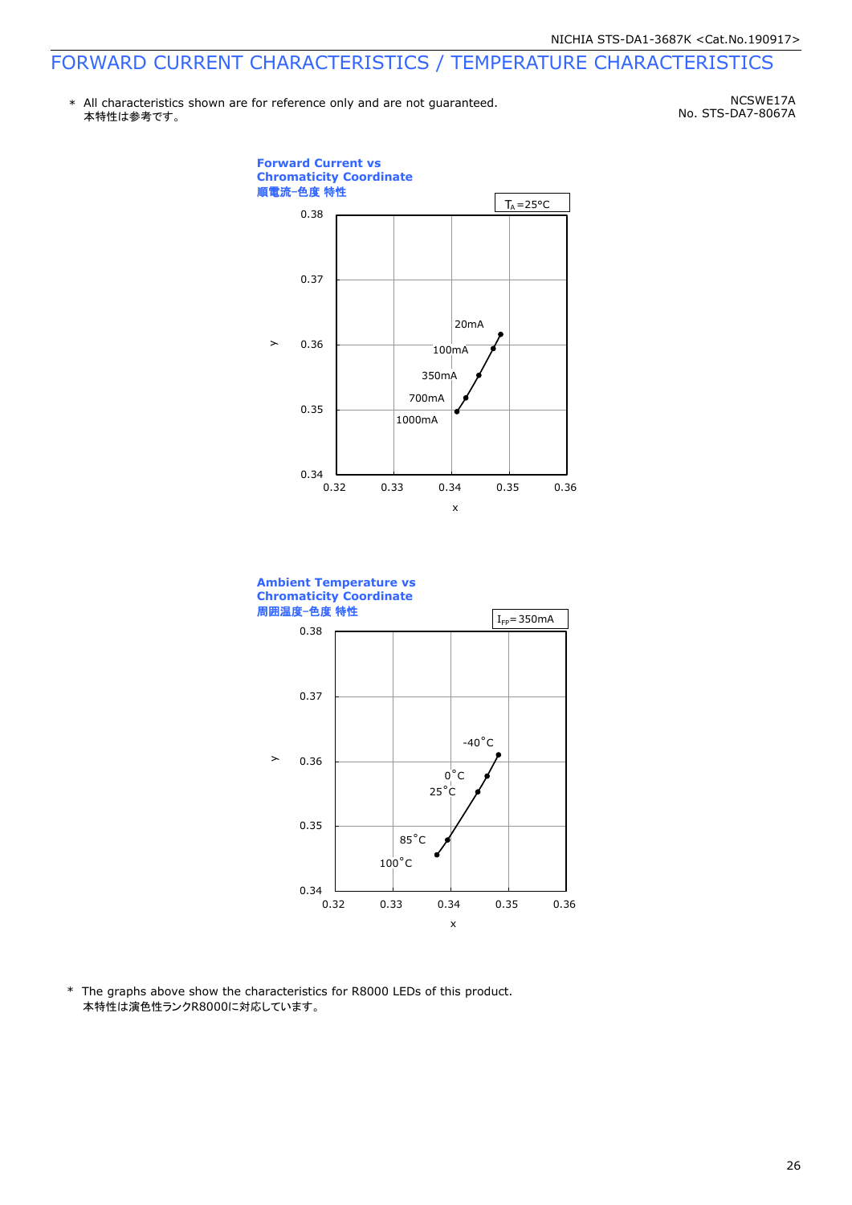# FORWARD CURRENT CHARACTERISTICS / TEMPERATURE CHARACTERISTICS

\* All characteristics shown are for reference only and are not guaranteed.
本特性は参考です。

NCSWE17A
No. STS-DA7-8067A

**Forward Current vs Chromaticity Coordinate**
**順電流−色度 特性**

$T_A$=25°C

y: 0.34 – 0.38; x: 0.32 – 0.36

20mA
100mA
350mA
700mA
1000mA

**Ambient Temperature vs Chromaticity Coordinate**
**周囲温度−色度 特性**

$I_{FP}$=350mA

y: 0.34 – 0.38; x: 0.32 – 0.36

-40°C
0°C
25°C
85°C
100°C

\* The graphs above show the characteristics for R8000 LEDs of this product.
本特性は演色性ランクR8000に対応しています。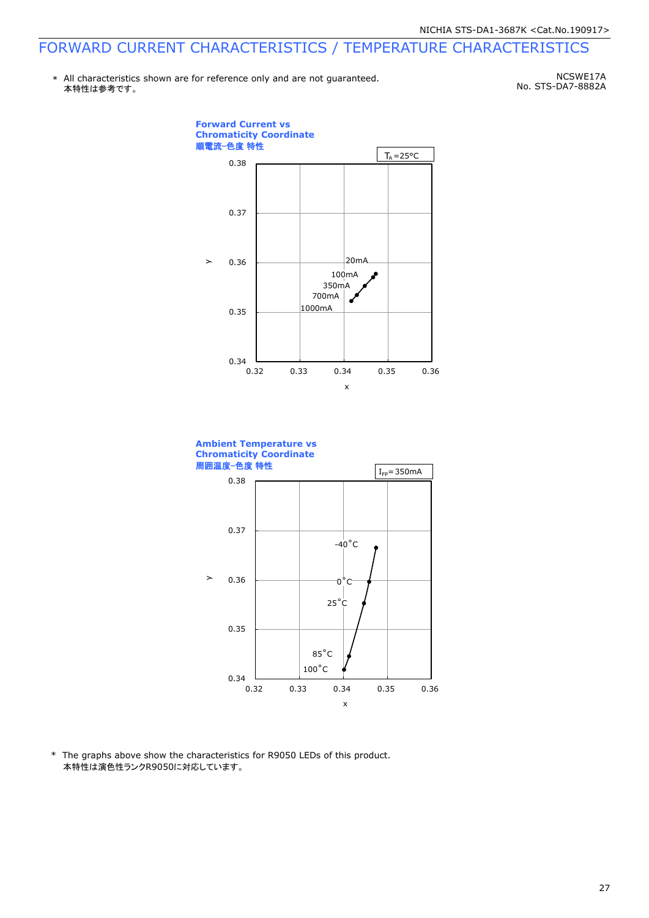# FORWARD CURRENT CHARACTERISTICS / TEMPERATURE CHARACTERISTICS

\* All characteristics shown are for reference only and are not guaranteed.
本特性は参考です。

NCSWE17A
No. STS-DA7-8882A

**Forward Current vs Chromaticity Coordinate**
**順電流-色度 特性**

$T_A$=25°C

y: 0.34, 0.35, 0.36, 0.37, 0.38
x: 0.32, 0.33, 0.34, 0.35, 0.36

20mA, 100mA, 350mA, 700mA, 1000mA

**Ambient Temperature vs Chromaticity Coordinate**
**周囲温度-色度 特性**

$I_{FP}$=350mA

y: 0.34, 0.35, 0.36, 0.37, 0.38
x: 0.32, 0.33, 0.34, 0.35, 0.36

-40°C, 0°C, 25°C, 85°C, 100°C

\* The graphs above show the characteristics for R9050 LEDs of this product.
本特性は演色性ランクR9050に対応しています。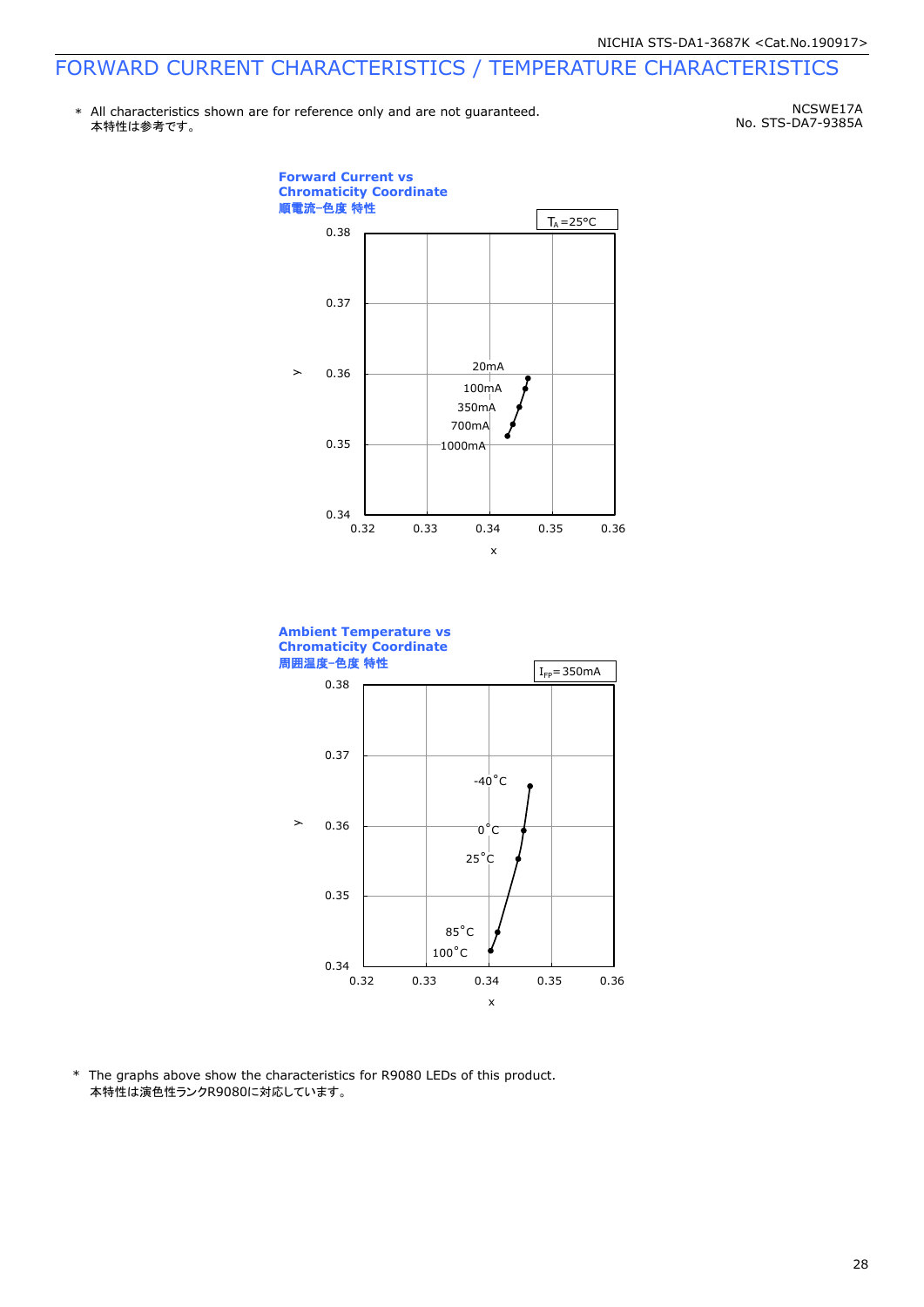# FORWARD CURRENT CHARACTERISTICS / TEMPERATURE CHARACTERISTICS

\* All characteristics shown are for reference only and are not guaranteed.
本特性は参考です。

NCSWE17A
No. STS-DA7-9385A

**Forward Current vs Chromaticity Coordinate**
**順電流-色度 特性**

$T_A$=25°C

y: 0.34, 0.35, 0.36, 0.37, 0.38
x: 0.32, 0.33, 0.34, 0.35, 0.36

20mA
100mA
350mA
700mA
1000mA

**Ambient Temperature vs Chromaticity Coordinate**
**周囲温度-色度 特性**

$I_{FP}$=350mA

y: 0.34, 0.35, 0.36, 0.37, 0.38
x: 0.32, 0.33, 0.34, 0.35, 0.36

-40°C
0°C
25°C
85°C
100°C

\* The graphs above show the characteristics for R9080 LEDs of this product.
本特性は演色性ランクR9080に対応しています。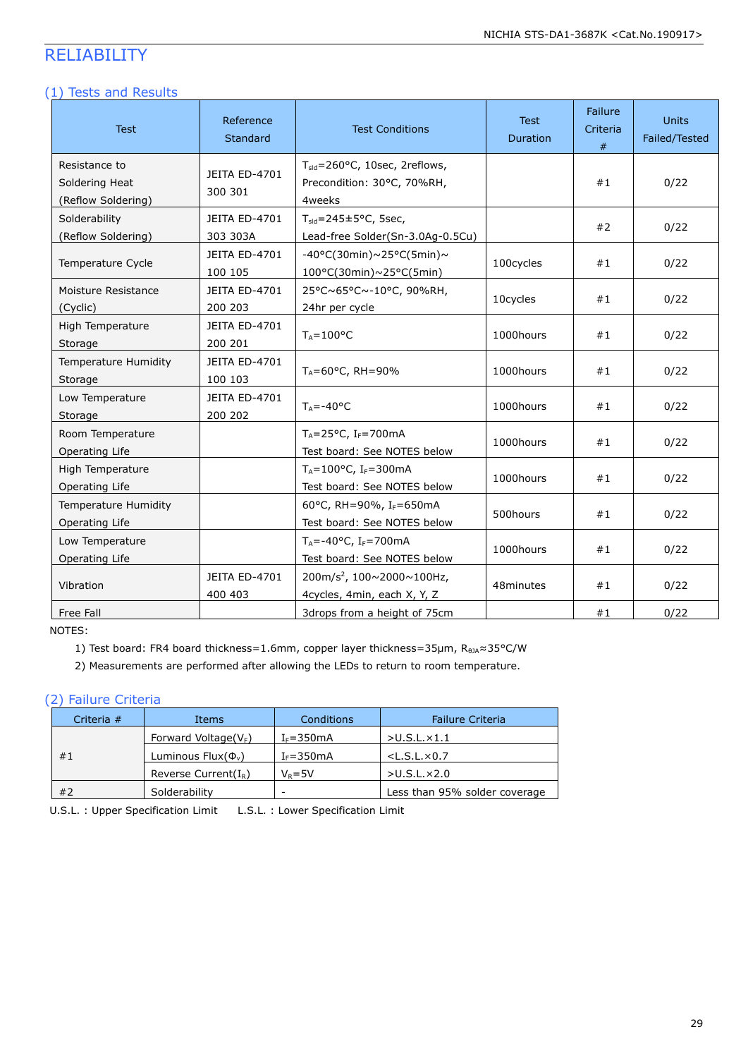# RELIABILITY

## (1) Tests and Results

| Test | Reference Standard | Test Conditions | Test Duration | Failure Criteria # | Units Failed/Tested |
|---|---|---|---|---|---|
| Resistance to Soldering Heat (Reflow Soldering) | JEITA ED-4701 300 301 | $T_{sld}$=260°C, 10sec, 2reflows, Precondition: 30°C, 70%RH, 4weeks | | #1 | 0/22 |
| Solderability (Reflow Soldering) | JEITA ED-4701 303 303A | $T_{sld}$=245±5°C, 5sec, Lead-free Solder(Sn-3.0Ag-0.5Cu) | | #2 | 0/22 |
| Temperature Cycle | JEITA ED-4701 100 105 | -40°C(30min)~25°C(5min)~ 100°C(30min)~25°C(5min) | 100cycles | #1 | 0/22 |
| Moisture Resistance (Cyclic) | JEITA ED-4701 200 203 | 25°C~65°C~-10°C, 90%RH, 24hr per cycle | 10cycles | #1 | 0/22 |
| High Temperature Storage | JEITA ED-4701 200 201 | $T_A$=100°C | 1000hours | #1 | 0/22 |
| Temperature Humidity Storage | JEITA ED-4701 100 103 | $T_A$=60°C, RH=90% | 1000hours | #1 | 0/22 |
| Low Temperature Storage | JEITA ED-4701 200 202 | $T_A$=-40°C | 1000hours | #1 | 0/22 |
| Room Temperature Operating Life | | $T_A$=25°C, $I_F$=700mA Test board: See NOTES below | 1000hours | #1 | 0/22 |
| High Temperature Operating Life | | $T_A$=100°C, $I_F$=300mA Test board: See NOTES below | 1000hours | #1 | 0/22 |
| Temperature Humidity Operating Life | | 60°C, RH=90%, $I_F$=650mA Test board: See NOTES below | 500hours | #1 | 0/22 |
| Low Temperature Operating Life | | $T_A$=-40°C, $I_F$=700mA Test board: See NOTES below | 1000hours | #1 | 0/22 |
| Vibration | JEITA ED-4701 400 403 | 200m/s$^2$, 100~2000~100Hz, 4cycles, 4min, each X, Y, Z | 48minutes | #1 | 0/22 |
| Free Fall | | 3drops from a height of 75cm | | #1 | 0/22 |

NOTES:

1) Test board: FR4 board thickness=1.6mm, copper layer thickness=35μm, $R_{\theta JA}$≈35°C/W
2) Measurements are performed after allowing the LEDs to return to room temperature.

## (2) Failure Criteria

| Criteria # | Items | Conditions | Failure Criteria |
|---|---|---|---|
| #1 | Forward Voltage($V_F$) | $I_F$=350mA | >U.S.L.×1.1 |
| | Luminous Flux($\Phi_V$) | $I_F$=350mA | <L.S.L.×0.7 |
| | Reverse Current($I_R$) | $V_R$=5V | >U.S.L.×2.0 |
| #2 | Solderability | - | Less than 95% solder coverage |

U.S.L. : Upper Specification Limit    L.S.L. : Lower Specification Limit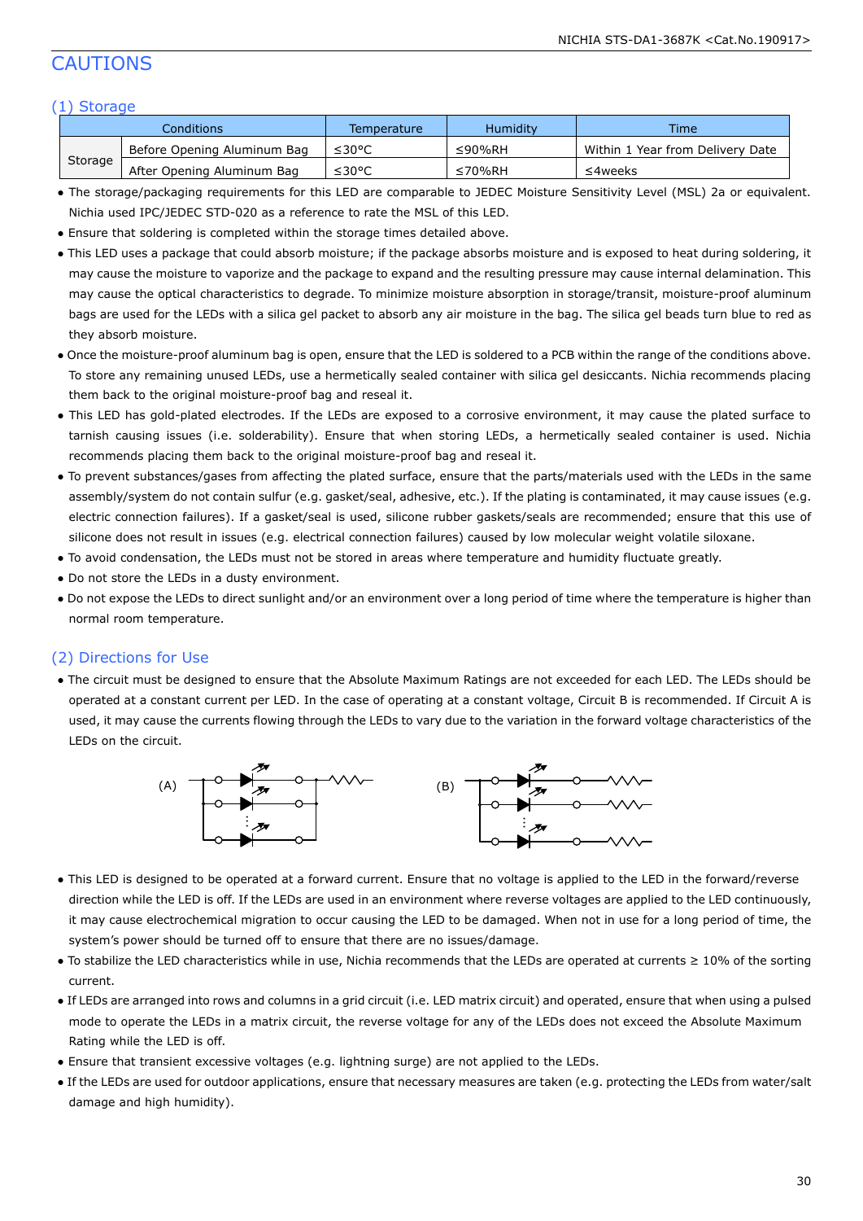# CAUTIONS

## (1) Storage

| Conditions | | Temperature | Humidity | Time |
|---|---|---|---|---|
| Storage | Before Opening Aluminum Bag | ≤30°C | ≤90%RH | Within 1 Year from Delivery Date |
| | After Opening Aluminum Bag | ≤30°C | ≤70%RH | ≤4weeks |

- The storage/packaging requirements for this LED are comparable to JEDEC Moisture Sensitivity Level (MSL) 2a or equivalent. Nichia used IPC/JEDEC STD-020 as a reference to rate the MSL of this LED.
- Ensure that soldering is completed within the storage times detailed above.
- This LED uses a package that could absorb moisture; if the package absorbs moisture and is exposed to heat during soldering, it may cause the moisture to vaporize and the package to expand and the resulting pressure may cause internal delamination. This may cause the optical characteristics to degrade. To minimize moisture absorption in storage/transit, moisture-proof aluminum bags are used for the LEDs with a silica gel packet to absorb any air moisture in the bag. The silica gel beads turn blue to red as they absorb moisture.
- Once the moisture-proof aluminum bag is open, ensure that the LED is soldered to a PCB within the range of the conditions above. To store any remaining unused LEDs, use a hermetically sealed container with silica gel desiccants. Nichia recommends placing them back to the original moisture-proof bag and reseal it.
- This LED has gold-plated electrodes. If the LEDs are exposed to a corrosive environment, it may cause the plated surface to tarnish causing issues (i.e. solderability). Ensure that when storing LEDs, a hermetically sealed container is used. Nichia recommends placing them back to the original moisture-proof bag and reseal it.
- To prevent substances/gases from affecting the plated surface, ensure that the parts/materials used with the LEDs in the same assembly/system do not contain sulfur (e.g. gasket/seal, adhesive, etc.). If the plating is contaminated, it may cause issues (e.g. electric connection failures). If a gasket/seal is used, silicone rubber gaskets/seals are recommended; ensure that this use of silicone does not result in issues (e.g. electrical connection failures) caused by low molecular weight volatile siloxane.
- To avoid condensation, the LEDs must not be stored in areas where temperature and humidity fluctuate greatly.
- Do not store the LEDs in a dusty environment.
- Do not expose the LEDs to direct sunlight and/or an environment over a long period of time where the temperature is higher than normal room temperature.

## (2) Directions for Use

- The circuit must be designed to ensure that the Absolute Maximum Ratings are not exceeded for each LED. The LEDs should be operated at a constant current per LED. In the case of operating at a constant voltage, Circuit B is recommended. If Circuit A is used, it may cause the currents flowing through the LEDs to vary due to the variation in the forward voltage characteristics of the LEDs on the circuit.

(A) (B)

- This LED is designed to be operated at a forward current. Ensure that no voltage is applied to the LED in the forward/reverse direction while the LED is off. If the LEDs are used in an environment where reverse voltages are applied to the LED continuously, it may cause electrochemical migration to occur causing the LED to be damaged. When not in use for a long period of time, the system's power should be turned off to ensure that there are no issues/damage.
- To stabilize the LED characteristics while in use, Nichia recommends that the LEDs are operated at currents ≥ 10% of the sorting current.
- If LEDs are arranged into rows and columns in a grid circuit (i.e. LED matrix circuit) and operated, ensure that when using a pulsed mode to operate the LEDs in a matrix circuit, the reverse voltage for any of the LEDs does not exceed the Absolute Maximum Rating while the LED is off.
- Ensure that transient excessive voltages (e.g. lightning surge) are not applied to the LEDs.
- If the LEDs are used for outdoor applications, ensure that necessary measures are taken (e.g. protecting the LEDs from water/salt damage and high humidity).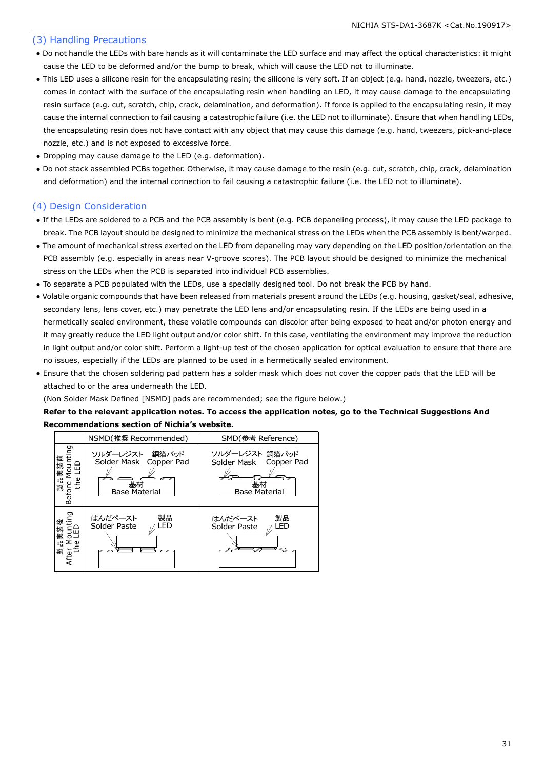## (3) Handling Precautions

- Do not handle the LEDs with bare hands as it will contaminate the LED surface and may affect the optical characteristics: it might cause the LED to be deformed and/or the bump to break, which will cause the LED not to illuminate.
- This LED uses a silicone resin for the encapsulating resin; the silicone is very soft. If an object (e.g. hand, nozzle, tweezers, etc.) comes in contact with the surface of the encapsulating resin when handling an LED, it may cause damage to the encapsulating resin surface (e.g. cut, scratch, chip, crack, delamination, and deformation). If force is applied to the encapsulating resin, it may cause the internal connection to fail causing a catastrophic failure (i.e. the LED not to illuminate). Ensure that when handling LEDs, the encapsulating resin does not have contact with any object that may cause this damage (e.g. hand, tweezers, pick-and-place nozzle, etc.) and is not exposed to excessive force.
- Dropping may cause damage to the LED (e.g. deformation).
- Do not stack assembled PCBs together. Otherwise, it may cause damage to the resin (e.g. cut, scratch, chip, crack, delamination and deformation) and the internal connection to fail causing a catastrophic failure (i.e. the LED not to illuminate).

## (4) Design Consideration

- If the LEDs are soldered to a PCB and the PCB assembly is bent (e.g. PCB depaneling process), it may cause the LED package to break. The PCB layout should be designed to minimize the mechanical stress on the LEDs when the PCB assembly is bent/warped.
- The amount of mechanical stress exerted on the LED from depaneling may vary depending on the LED position/orientation on the PCB assembly (e.g. especially in areas near V-groove scores). The PCB layout should be designed to minimize the mechanical stress on the LEDs when the PCB is separated into individual PCB assemblies.
- To separate a PCB populated with the LEDs, use a specially designed tool. Do not break the PCB by hand.
- Volatile organic compounds that have been released from materials present around the LEDs (e.g. housing, gasket/seal, adhesive, secondary lens, lens cover, etc.) may penetrate the LED lens and/or encapsulating resin. If the LEDs are being used in a hermetically sealed environment, these volatile compounds can discolor after being exposed to heat and/or photon energy and it may greatly reduce the LED light output and/or color shift. In this case, ventilating the environment may improve the reduction in light output and/or color shift. Perform a light-up test of the chosen application for optical evaluation to ensure that there are no issues, especially if the LEDs are planned to be used in a hermetically sealed environment.
- Ensure that the chosen soldering pad pattern has a solder mask which does not cover the copper pads that the LED will be attached to or the area underneath the LED.

  (Non Solder Mask Defined [NSMD] pads are recommended; see the figure below.)

  **Refer to the relevant application notes. To access the application notes, go to the Technical Suggestions And Recommendations section of Nichia's website.**

| | NSMD(推奨 Recommended) | SMD(参考 Reference) |
|---|---|---|
| 製品実装前 Before Mounting the LED | ソルダーレジスト Solder Mask / 銅箔パッド Copper Pad / 基材 Base Material | ソルダーレジスト Solder Mask / 銅箔パッド Copper Pad / 基材 Base Material |
| 製品実装後 After Mounting the LED | はんだペースト Solder Paste / 製品 LED | はんだペースト Solder Paste / 製品 LED |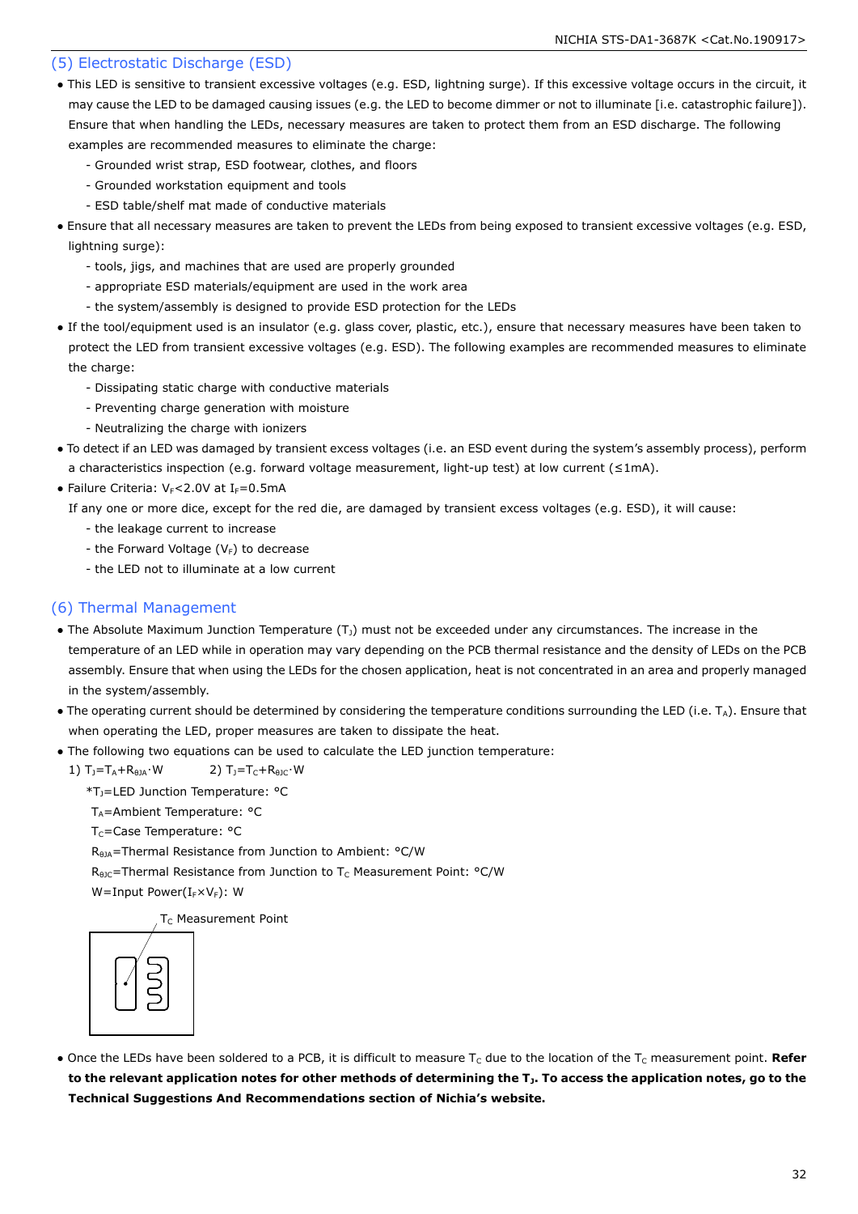## (5) Electrostatic Discharge (ESD)

- This LED is sensitive to transient excessive voltages (e.g. ESD, lightning surge). If this excessive voltage occurs in the circuit, it may cause the LED to be damaged causing issues (e.g. the LED to become dimmer or not to illuminate [i.e. catastrophic failure]). Ensure that when handling the LEDs, necessary measures are taken to protect them from an ESD discharge. The following examples are recommended measures to eliminate the charge:
  - Grounded wrist strap, ESD footwear, clothes, and floors
  - Grounded workstation equipment and tools
  - ESD table/shelf mat made of conductive materials
- Ensure that all necessary measures are taken to prevent the LEDs from being exposed to transient excessive voltages (e.g. ESD, lightning surge):
  - tools, jigs, and machines that are used are properly grounded
  - appropriate ESD materials/equipment are used in the work area
  - the system/assembly is designed to provide ESD protection for the LEDs
- If the tool/equipment used is an insulator (e.g. glass cover, plastic, etc.), ensure that necessary measures have been taken to protect the LED from transient excessive voltages (e.g. ESD). The following examples are recommended measures to eliminate the charge:
  - Dissipating static charge with conductive materials
  - Preventing charge generation with moisture
  - Neutralizing the charge with ionizers
- To detect if an LED was damaged by transient excess voltages (i.e. an ESD event during the system's assembly process), perform a characteristics inspection (e.g. forward voltage measurement, light-up test) at low current (≤1mA).
- Failure Criteria: $V_F$<2.0V at $I_F$=0.5mA

  If any one or more dice, except for the red die, are damaged by transient excess voltages (e.g. ESD), it will cause:
  - the leakage current to increase
  - the Forward Voltage ($V_F$) to decrease
  - the LED not to illuminate at a low current

## (6) Thermal Management

- The Absolute Maximum Junction Temperature ($T_J$) must not be exceeded under any circumstances. The increase in the temperature of an LED while in operation may vary depending on the PCB thermal resistance and the density of LEDs on the PCB assembly. Ensure that when using the LEDs for the chosen application, heat is not concentrated in an area and properly managed in the system/assembly.
- The operating current should be determined by considering the temperature conditions surrounding the LED (i.e. $T_A$). Ensure that when operating the LED, proper measures are taken to dissipate the heat.
- The following two equations can be used to calculate the LED junction temperature:

  1) $T_J=T_A+R_{\theta JA}\cdot W$ 2) $T_J=T_C+R_{\theta JC}\cdot W$

  *$T_J$=LED Junction Temperature: °C
  $T_A$=Ambient Temperature: °C
  $T_C$=Case Temperature: °C
  $R_{\theta JA}$=Thermal Resistance from Junction to Ambient: °C/W
  $R_{\theta JC}$=Thermal Resistance from Junction to $T_C$ Measurement Point: °C/W
  W=Input Power($I_F \times V_F$): W

  $T_C$ Measurement Point

- Once the LEDs have been soldered to a PCB, it is difficult to measure $T_C$ due to the location of the $T_C$ measurement point. **Refer to the relevant application notes for other methods of determining the $T_J$. To access the application notes, go to the Technical Suggestions And Recommendations section of Nichia's website.**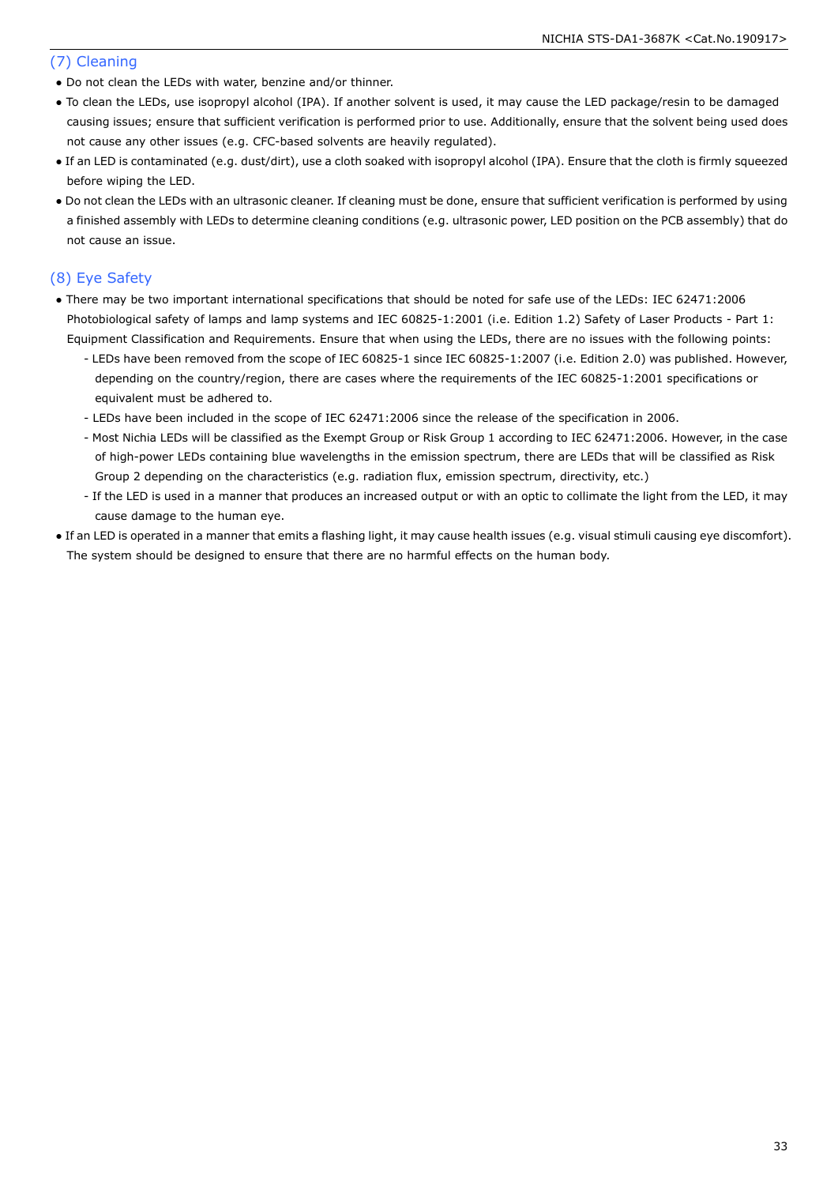## (7) Cleaning

- Do not clean the LEDs with water, benzine and/or thinner.
- To clean the LEDs, use isopropyl alcohol (IPA). If another solvent is used, it may cause the LED package/resin to be damaged causing issues; ensure that sufficient verification is performed prior to use. Additionally, ensure that the solvent being used does not cause any other issues (e.g. CFC-based solvents are heavily regulated).
- If an LED is contaminated (e.g. dust/dirt), use a cloth soaked with isopropyl alcohol (IPA). Ensure that the cloth is firmly squeezed before wiping the LED.
- Do not clean the LEDs with an ultrasonic cleaner. If cleaning must be done, ensure that sufficient verification is performed by using a finished assembly with LEDs to determine cleaning conditions (e.g. ultrasonic power, LED position on the PCB assembly) that do not cause an issue.

## (8) Eye Safety

- There may be two important international specifications that should be noted for safe use of the LEDs: IEC 62471:2006 Photobiological safety of lamps and lamp systems and IEC 60825-1:2001 (i.e. Edition 1.2) Safety of Laser Products - Part 1: Equipment Classification and Requirements. Ensure that when using the LEDs, there are no issues with the following points:
  - LEDs have been removed from the scope of IEC 60825-1 since IEC 60825-1:2007 (i.e. Edition 2.0) was published. However, depending on the country/region, there are cases where the requirements of the IEC 60825-1:2001 specifications or equivalent must be adhered to.
  - LEDs have been included in the scope of IEC 62471:2006 since the release of the specification in 2006.
  - Most Nichia LEDs will be classified as the Exempt Group or Risk Group 1 according to IEC 62471:2006. However, in the case of high-power LEDs containing blue wavelengths in the emission spectrum, there are LEDs that will be classified as Risk Group 2 depending on the characteristics (e.g. radiation flux, emission spectrum, directivity, etc.)
  - If the LED is used in a manner that produces an increased output or with an optic to collimate the light from the LED, it may cause damage to the human eye.
- If an LED is operated in a manner that emits a flashing light, it may cause health issues (e.g. visual stimuli causing eye discomfort). The system should be designed to ensure that there are no harmful effects on the human body.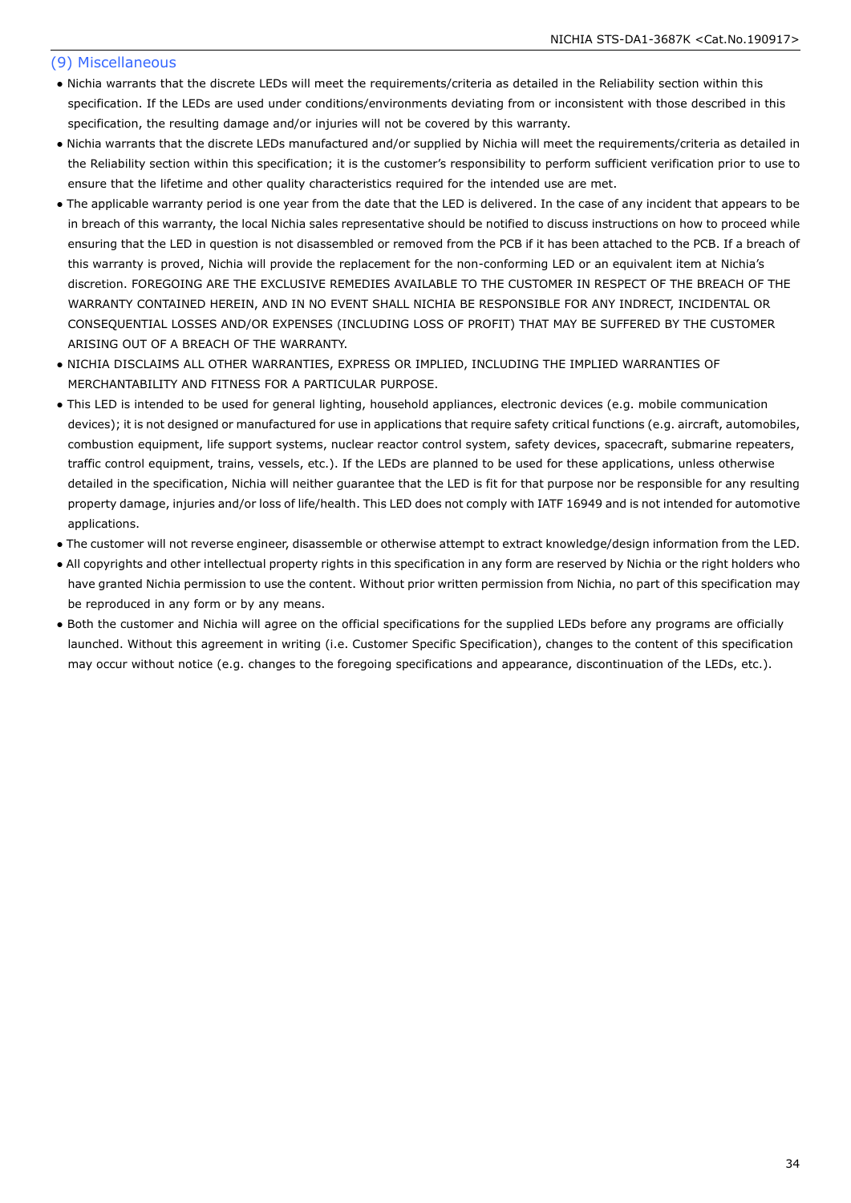## (9) Miscellaneous

- Nichia warrants that the discrete LEDs will meet the requirements/criteria as detailed in the Reliability section within this specification. If the LEDs are used under conditions/environments deviating from or inconsistent with those described in this specification, the resulting damage and/or injuries will not be covered by this warranty.
- Nichia warrants that the discrete LEDs manufactured and/or supplied by Nichia will meet the requirements/criteria as detailed in the Reliability section within this specification; it is the customer's responsibility to perform sufficient verification prior to use to ensure that the lifetime and other quality characteristics required for the intended use are met.
- The applicable warranty period is one year from the date that the LED is delivered. In the case of any incident that appears to be in breach of this warranty, the local Nichia sales representative should be notified to discuss instructions on how to proceed while ensuring that the LED in question is not disassembled or removed from the PCB if it has been attached to the PCB. If a breach of this warranty is proved, Nichia will provide the replacement for the non-conforming LED or an equivalent item at Nichia's discretion. FOREGOING ARE THE EXCLUSIVE REMEDIES AVAILABLE TO THE CUSTOMER IN RESPECT OF THE BREACH OF THE WARRANTY CONTAINED HEREIN, AND IN NO EVENT SHALL NICHIA BE RESPONSIBLE FOR ANY INDRECT, INCIDENTAL OR CONSEQUENTIAL LOSSES AND/OR EXPENSES (INCLUDING LOSS OF PROFIT) THAT MAY BE SUFFERED BY THE CUSTOMER ARISING OUT OF A BREACH OF THE WARRANTY.
- NICHIA DISCLAIMS ALL OTHER WARRANTIES, EXPRESS OR IMPLIED, INCLUDING THE IMPLIED WARRANTIES OF MERCHANTABILITY AND FITNESS FOR A PARTICULAR PURPOSE.
- This LED is intended to be used for general lighting, household appliances, electronic devices (e.g. mobile communication devices); it is not designed or manufactured for use in applications that require safety critical functions (e.g. aircraft, automobiles, combustion equipment, life support systems, nuclear reactor control system, safety devices, spacecraft, submarine repeaters, traffic control equipment, trains, vessels, etc.). If the LEDs are planned to be used for these applications, unless otherwise detailed in the specification, Nichia will neither guarantee that the LED is fit for that purpose nor be responsible for any resulting property damage, injuries and/or loss of life/health. This LED does not comply with IATF 16949 and is not intended for automotive applications.
- The customer will not reverse engineer, disassemble or otherwise attempt to extract knowledge/design information from the LED.
- All copyrights and other intellectual property rights in this specification in any form are reserved by Nichia or the right holders who have granted Nichia permission to use the content. Without prior written permission from Nichia, no part of this specification may be reproduced in any form or by any means.
- Both the customer and Nichia will agree on the official specifications for the supplied LEDs before any programs are officially launched. Without this agreement in writing (i.e. Customer Specific Specification), changes to the content of this specification may occur without notice (e.g. changes to the foregoing specifications and appearance, discontinuation of the LEDs, etc.).